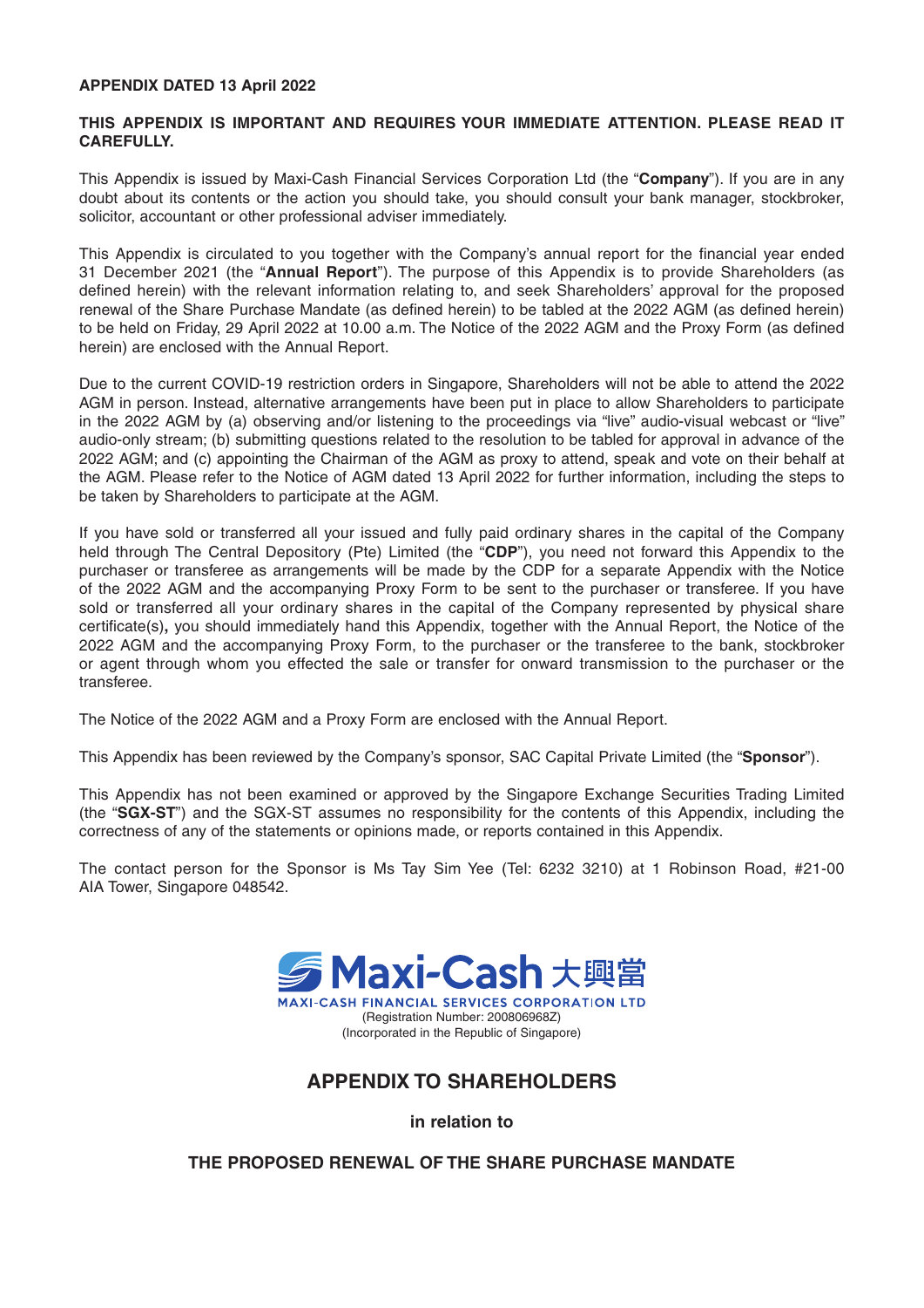**APPENDIX DATED 13 April 2022**

**THIS APPENDIX IS IMPORTANT AND REQUIRES YOUR IMMEDIATE ATTENTION. PLEASE READ IT CAREFULLY.**

This Appendix is issued by Maxi-Cash Financial Services Corporation Ltd (the "**Company**"). If you are in any doubt about its contents or the action you should take, you should consult your bank manager, stockbroker, solicitor, accountant or other professional adviser immediately.

This Appendix is circulated to you together with the Company's annual report for the financial year ended 31 December 2021 (the "**Annual Report**"). The purpose of this Appendix is to provide Shareholders (as defined herein) with the relevant information relating to, and seek Shareholders' approval for the proposed renewal of the Share Purchase Mandate (as defined herein) to be tabled at the 2022 AGM (as defined herein) to be held on Friday, 29 April 2022 at 10.00 a.m. The Notice of the 2022 AGM and the Proxy Form (as defined herein) are enclosed with the Annual Report.

Due to the current COVID-19 restriction orders in Singapore, Shareholders will not be able to attend the 2022 AGM in person. Instead, alternative arrangements have been put in place to allow Shareholders to participate in the 2022 AGM by (a) observing and/or listening to the proceedings via "live" audio-visual webcast or "live" audio-only stream; (b) submitting questions related to the resolution to be tabled for approval in advance of the 2022 AGM; and (c) appointing the Chairman of the AGM as proxy to attend, speak and vote on their behalf at the AGM. Please refer to the Notice of AGM dated 13 April 2022 for further information, including the steps to be taken by Shareholders to participate at the AGM.

If you have sold or transferred all your issued and fully paid ordinary shares in the capital of the Company held through The Central Depository (Pte) Limited (the "**CDP**"), you need not forward this Appendix to the purchaser or transferee as arrangements will be made by the CDP for a separate Appendix with the Notice of the 2022 AGM and the accompanying Proxy Form to be sent to the purchaser or transferee. If you have sold or transferred all your ordinary shares in the capital of the Company represented by physical share certificate(s)**,** you should immediately hand this Appendix, together with the Annual Report, the Notice of the 2022 AGM and the accompanying Proxy Form, to the purchaser or the transferee to the bank, stockbroker or agent through whom you effected the sale or transfer for onward transmission to the purchaser or the transferee.

The Notice of the 2022 AGM and a Proxy Form are enclosed with the Annual Report.

This Appendix has been reviewed by the Company's sponsor, SAC Capital Private Limited (the "**Sponsor**").

This Appendix has not been examined or approved by the Singapore Exchange Securities Trading Limited (the "**SGX-ST**") and the SGX-ST assumes no responsibility for the contents of this Appendix, including the correctness of any of the statements or opinions made, or reports contained in this Appendix.

The contact person for the Sponsor is Ms Tay Sim Yee (Tel: 6232 3210) at 1 Robinson Road, #21-00 AIA Tower, Singapore 048542.

**Maxi-Cash 大興當**

**MAXI-CASH FINANCIAL SERVICES CORPORATION LTD**

(Registration Number: 200806968Z)
(Incorporated in the Republic of Singapore)

## APPENDIX TO SHAREHOLDERS

**in relation to**

**THE PROPOSED RENEWAL OF THE SHARE PURCHASE MANDATE**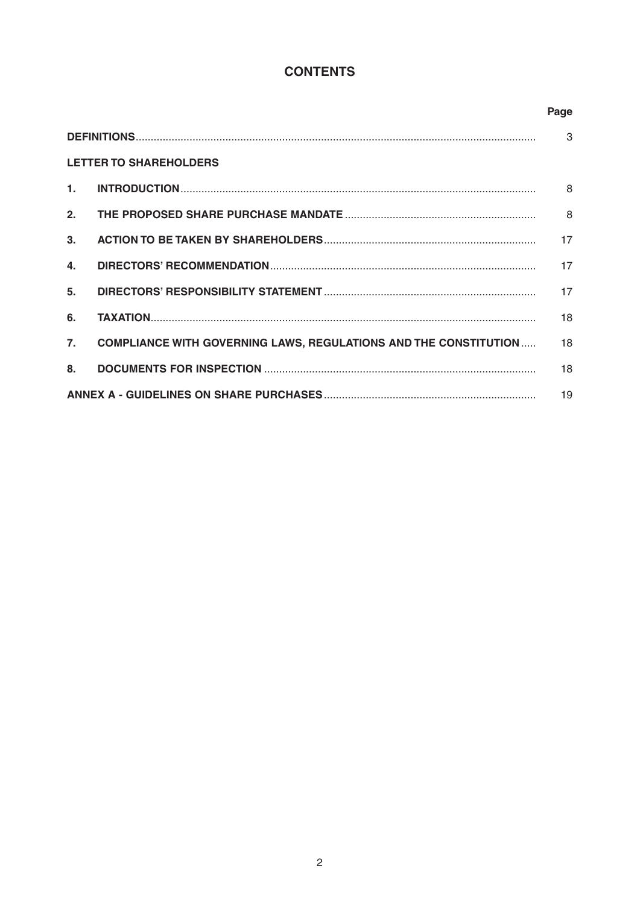# CONTENTS

| | | Page |
|---|---|---|
| **DEFINITIONS** | | 3 |
| **LETTER TO SHAREHOLDERS** | | |
| **1.** | **INTRODUCTION** | 8 |
| **2.** | **THE PROPOSED SHARE PURCHASE MANDATE** | 8 |
| **3.** | **ACTION TO BE TAKEN BY SHAREHOLDERS** | 17 |
| **4.** | **DIRECTORS' RECOMMENDATION** | 17 |
| **5.** | **DIRECTORS' RESPONSIBILITY STATEMENT** | 17 |
| **6.** | **TAXATION** | 18 |
| **7.** | **COMPLIANCE WITH GOVERNING LAWS, REGULATIONS AND THE CONSTITUTION** | 18 |
| **8.** | **DOCUMENTS FOR INSPECTION** | 18 |
| **ANNEX A - GUIDELINES ON SHARE PURCHASES** | | 19 |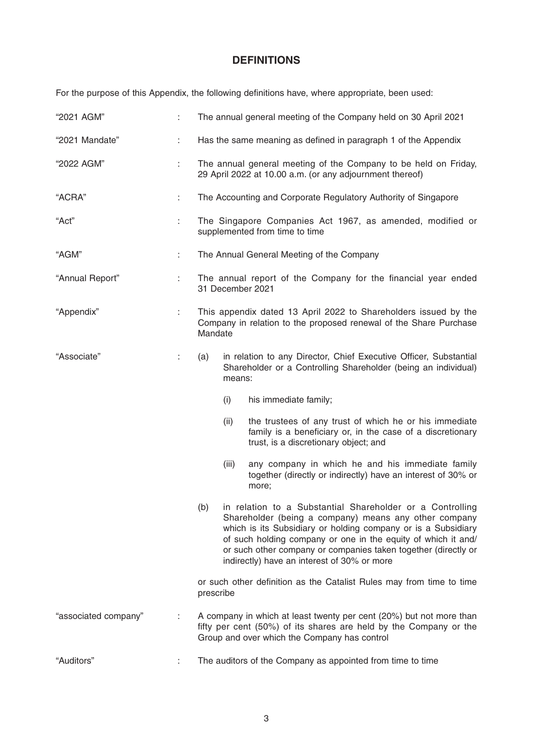# DEFINITIONS

For the purpose of this Appendix, the following definitions have, where appropriate, been used:

| | | |
|---|---|---|
| "2021 AGM" | : | The annual general meeting of the Company held on 30 April 2021 |
| "2021 Mandate" | : | Has the same meaning as defined in paragraph 1 of the Appendix |
| "2022 AGM" | : | The annual general meeting of the Company to be held on Friday, 29 April 2022 at 10.00 a.m. (or any adjournment thereof) |
| "ACRA" | : | The Accounting and Corporate Regulatory Authority of Singapore |
| "Act" | : | The Singapore Companies Act 1967, as amended, modified or supplemented from time to time |
| "AGM" | : | The Annual General Meeting of the Company |
| "Annual Report" | : | The annual report of the Company for the financial year ended 31 December 2021 |
| "Appendix" | : | This appendix dated 13 April 2022 to Shareholders issued by the Company in relation to the proposed renewal of the Share Purchase Mandate |
| "Associate" | : | (a) in relation to any Director, Chief Executive Officer, Substantial Shareholder or a Controlling Shareholder (being an individual) means: (i) his immediate family; (ii) the trustees of any trust of which he or his immediate family is a beneficiary or, in the case of a discretionary trust, is a discretionary object; and (iii) any company in which he and his immediate family together (directly or indirectly) have an interest of 30% or more; (b) in relation to a Substantial Shareholder or a Controlling Shareholder (being a company) means any other company which is its Subsidiary or holding company or is a Subsidiary of such holding company or one in the equity of which it and/ or such other company or companies taken together (directly or indirectly) have an interest of 30% or more or such other definition as the Catalist Rules may from time to time prescribe |
| "associated company" | : | A company in which at least twenty per cent (20%) but not more than fifty per cent (50%) of its shares are held by the Company or the Group and over which the Company has control |
| "Auditors" | : | The auditors of the Company as appointed from time to time |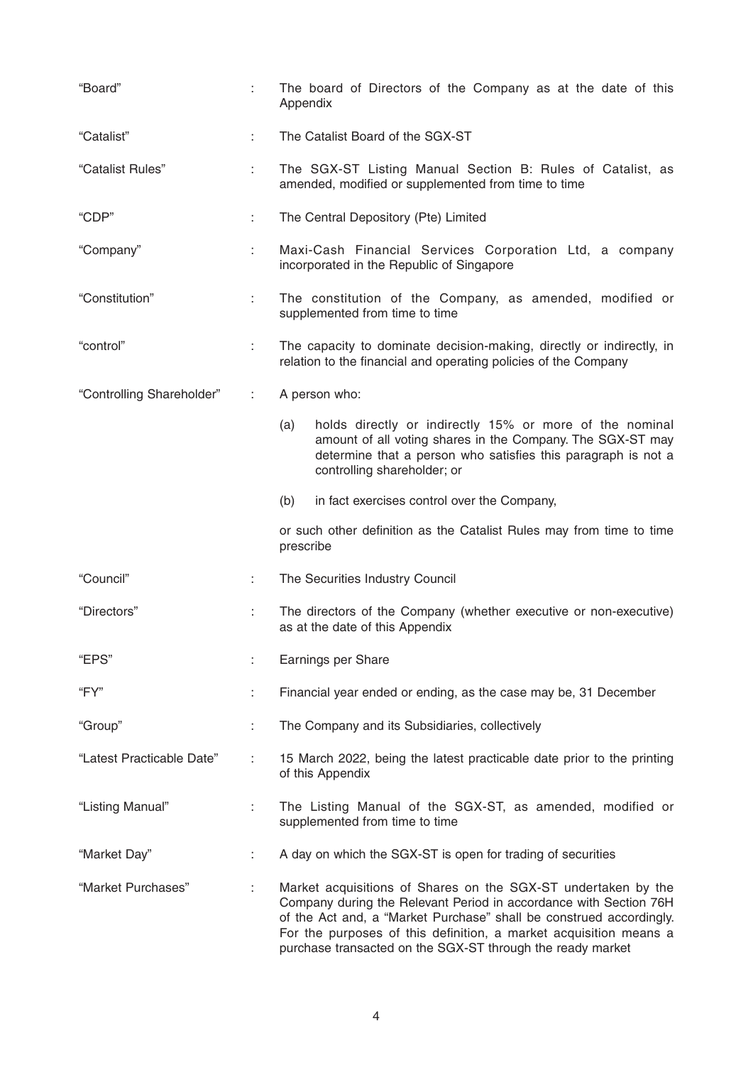| | | |
|---|---|---|
| "Board" | : | The board of Directors of the Company as at the date of this Appendix |
| "Catalist" | : | The Catalist Board of the SGX-ST |
| "Catalist Rules" | : | The SGX-ST Listing Manual Section B: Rules of Catalist, as amended, modified or supplemented from time to time |
| "CDP" | : | The Central Depository (Pte) Limited |
| "Company" | : | Maxi-Cash Financial Services Corporation Ltd, a company incorporated in the Republic of Singapore |
| "Constitution" | : | The constitution of the Company, as amended, modified or supplemented from time to time |
| "control" | : | The capacity to dominate decision-making, directly or indirectly, in relation to the financial and operating policies of the Company |
| "Controlling Shareholder" | : | A person who:<br>(a) holds directly or indirectly 15% or more of the nominal amount of all voting shares in the Company. The SGX-ST may determine that a person who satisfies this paragraph is not a controlling shareholder; or<br>(b) in fact exercises control over the Company,<br>or such other definition as the Catalist Rules may from time to time prescribe |
| "Council" | : | The Securities Industry Council |
| "Directors" | : | The directors of the Company (whether executive or non-executive) as at the date of this Appendix |
| "EPS" | : | Earnings per Share |
| "FY" | : | Financial year ended or ending, as the case may be, 31 December |
| "Group" | : | The Company and its Subsidiaries, collectively |
| "Latest Practicable Date" | : | 15 March 2022, being the latest practicable date prior to the printing of this Appendix |
| "Listing Manual" | : | The Listing Manual of the SGX-ST, as amended, modified or supplemented from time to time |
| "Market Day" | : | A day on which the SGX-ST is open for trading of securities |
| "Market Purchases" | : | Market acquisitions of Shares on the SGX-ST undertaken by the Company during the Relevant Period in accordance with Section 76H of the Act and, a "Market Purchase" shall be construed accordingly. For the purposes of this definition, a market acquisition means a purchase transacted on the SGX-ST through the ready market |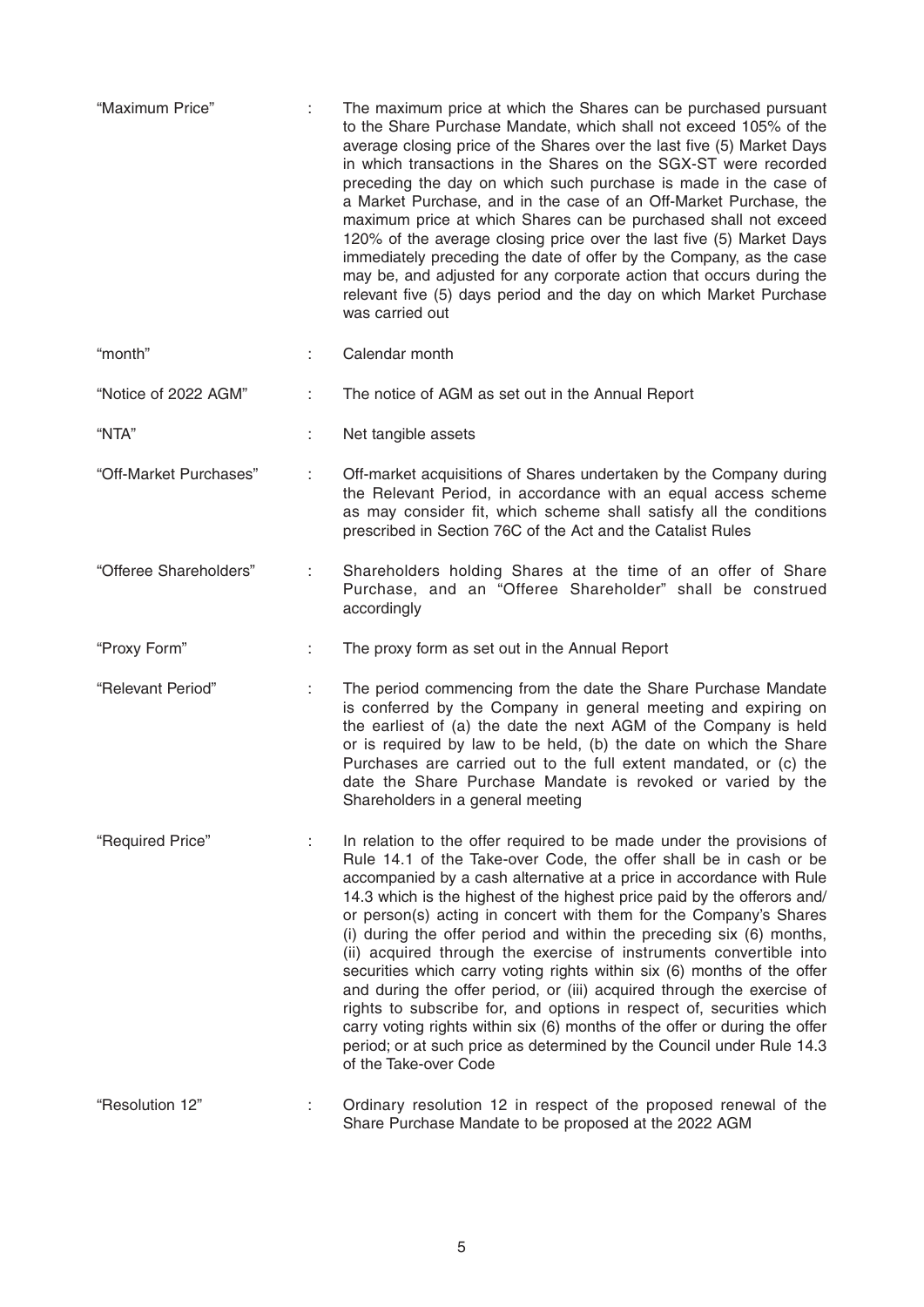| | | |
|---|---|---|
| "Maximum Price" | : | The maximum price at which the Shares can be purchased pursuant to the Share Purchase Mandate, which shall not exceed 105% of the average closing price of the Shares over the last five (5) Market Days in which transactions in the Shares on the SGX-ST were recorded preceding the day on which such purchase is made in the case of a Market Purchase, and in the case of an Off-Market Purchase, the maximum price at which Shares can be purchased shall not exceed 120% of the average closing price over the last five (5) Market Days immediately preceding the date of offer by the Company, as the case may be, and adjusted for any corporate action that occurs during the relevant five (5) days period and the day on which Market Purchase was carried out |
| "month" | : | Calendar month |
| "Notice of 2022 AGM" | : | The notice of AGM as set out in the Annual Report |
| "NTA" | : | Net tangible assets |
| "Off-Market Purchases" | : | Off-market acquisitions of Shares undertaken by the Company during the Relevant Period, in accordance with an equal access scheme as may consider fit, which scheme shall satisfy all the conditions prescribed in Section 76C of the Act and the Catalist Rules |
| "Offeree Shareholders" | : | Shareholders holding Shares at the time of an offer of Share Purchase, and an "Offeree Shareholder" shall be construed accordingly |
| "Proxy Form" | : | The proxy form as set out in the Annual Report |
| "Relevant Period" | : | The period commencing from the date the Share Purchase Mandate is conferred by the Company in general meeting and expiring on the earliest of (a) the date the next AGM of the Company is held or is required by law to be held, (b) the date on which the Share Purchases are carried out to the full extent mandated, or (c) the date the Share Purchase Mandate is revoked or varied by the Shareholders in a general meeting |
| "Required Price" | : | In relation to the offer required to be made under the provisions of Rule 14.1 of the Take-over Code, the offer shall be in cash or be accompanied by a cash alternative at a price in accordance with Rule 14.3 which is the highest of the highest price paid by the offerors and/or person(s) acting in concert with them for the Company's Shares (i) during the offer period and within the preceding six (6) months, (ii) acquired through the exercise of instruments convertible into securities which carry voting rights within six (6) months of the offer and during the offer period, or (iii) acquired through the exercise of rights to subscribe for, and options in respect of, securities which carry voting rights within six (6) months of the offer or during the offer period; or at such price as determined by the Council under Rule 14.3 of the Take-over Code |
| "Resolution 12" | : | Ordinary resolution 12 in respect of the proposed renewal of the Share Purchase Mandate to be proposed at the 2022 AGM |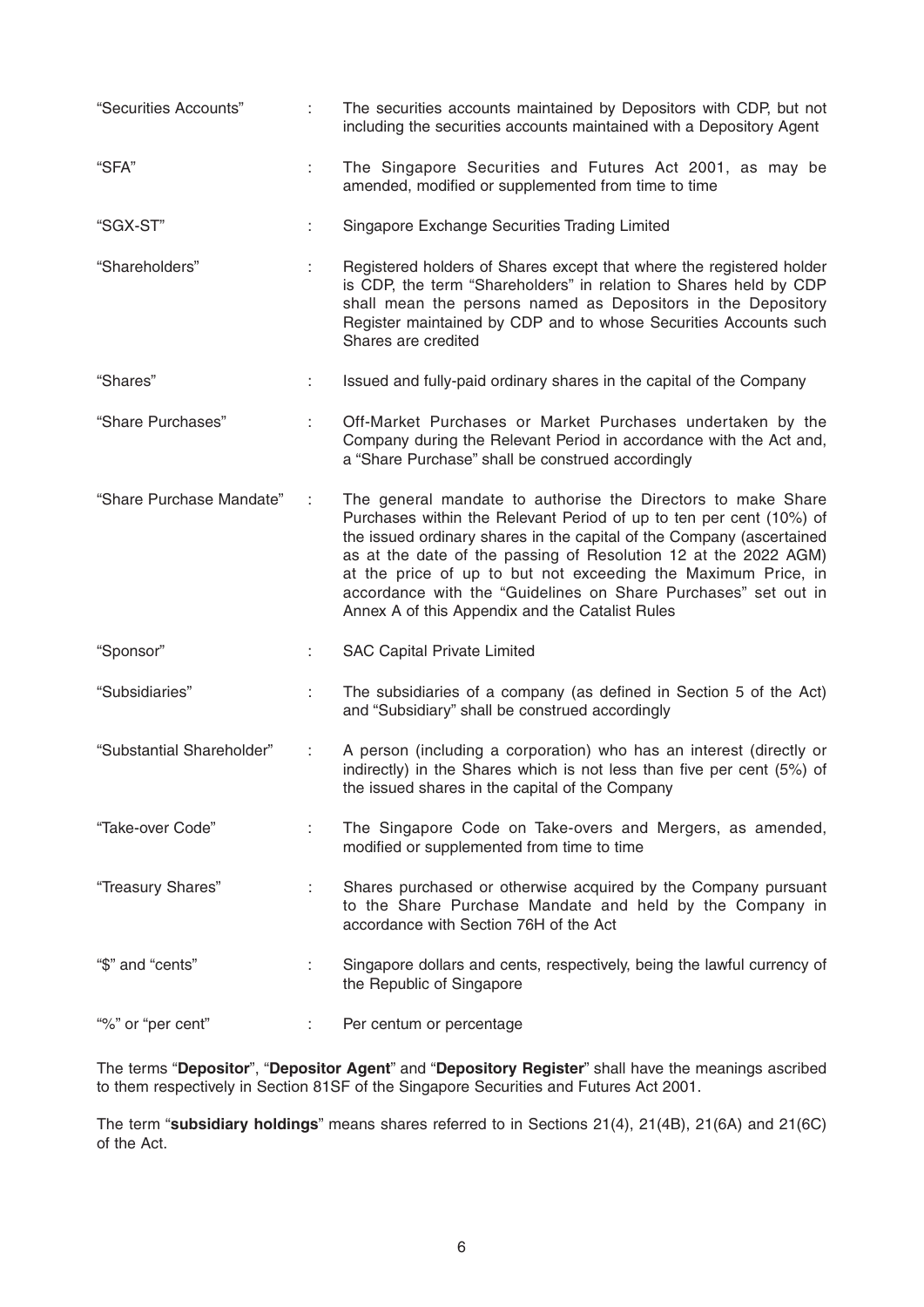| | | |
|---|---|---|
| "Securities Accounts" | : | The securities accounts maintained by Depositors with CDP, but not including the securities accounts maintained with a Depository Agent |
| "SFA" | : | The Singapore Securities and Futures Act 2001, as may be amended, modified or supplemented from time to time |
| "SGX-ST" | : | Singapore Exchange Securities Trading Limited |
| "Shareholders" | : | Registered holders of Shares except that where the registered holder is CDP, the term "Shareholders" in relation to Shares held by CDP shall mean the persons named as Depositors in the Depository Register maintained by CDP and to whose Securities Accounts such Shares are credited |
| "Shares" | : | Issued and fully-paid ordinary shares in the capital of the Company |
| "Share Purchases" | : | Off-Market Purchases or Market Purchases undertaken by the Company during the Relevant Period in accordance with the Act and, a "Share Purchase" shall be construed accordingly |
| "Share Purchase Mandate" | : | The general mandate to authorise the Directors to make Share Purchases within the Relevant Period of up to ten per cent (10%) of the issued ordinary shares in the capital of the Company (ascertained as at the date of the passing of Resolution 12 at the 2022 AGM) at the price of up to but not exceeding the Maximum Price, in accordance with the "Guidelines on Share Purchases" set out in Annex A of this Appendix and the Catalist Rules |
| "Sponsor" | : | SAC Capital Private Limited |
| "Subsidiaries" | : | The subsidiaries of a company (as defined in Section 5 of the Act) and "Subsidiary" shall be construed accordingly |
| "Substantial Shareholder" | : | A person (including a corporation) who has an interest (directly or indirectly) in the Shares which is not less than five per cent (5%) of the issued shares in the capital of the Company |
| "Take-over Code" | : | The Singapore Code on Take-overs and Mergers, as amended, modified or supplemented from time to time |
| "Treasury Shares" | : | Shares purchased or otherwise acquired by the Company pursuant to the Share Purchase Mandate and held by the Company in accordance with Section 76H of the Act |
| "$" and "cents" | : | Singapore dollars and cents, respectively, being the lawful currency of the Republic of Singapore |
| "%" or "per cent" | : | Per centum or percentage |

The terms "**Depositor**", "**Depositor Agent**" and "**Depository Register**" shall have the meanings ascribed to them respectively in Section 81SF of the Singapore Securities and Futures Act 2001.

The term "**subsidiary holdings**" means shares referred to in Sections 21(4), 21(4B), 21(6A) and 21(6C) of the Act.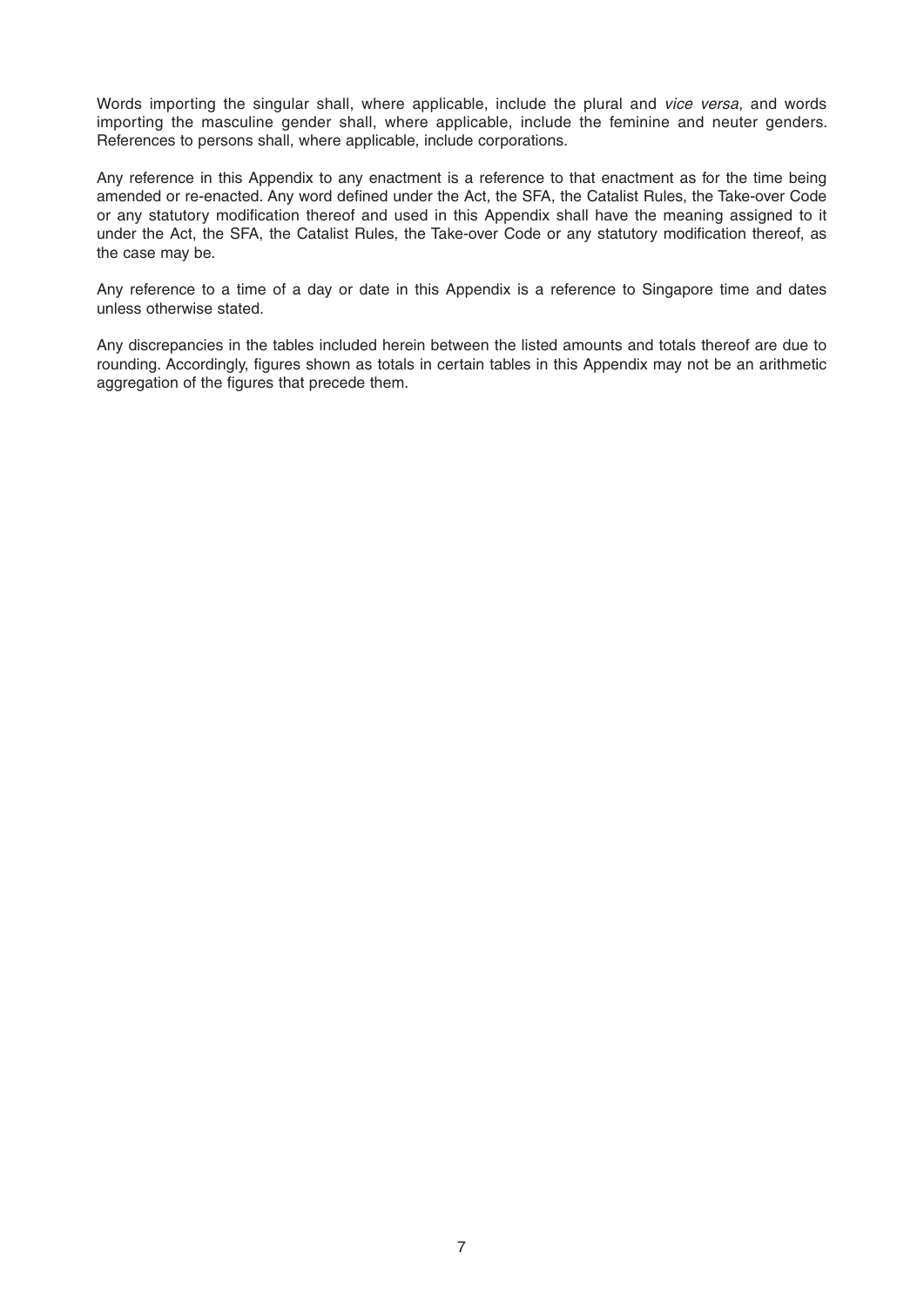Words importing the singular shall, where applicable, include the plural and *vice versa*, and words importing the masculine gender shall, where applicable, include the feminine and neuter genders. References to persons shall, where applicable, include corporations.

Any reference in this Appendix to any enactment is a reference to that enactment as for the time being amended or re-enacted. Any word defined under the Act, the SFA, the Catalist Rules, the Take-over Code or any statutory modification thereof and used in this Appendix shall have the meaning assigned to it under the Act, the SFA, the Catalist Rules, the Take-over Code or any statutory modification thereof, as the case may be.

Any reference to a time of a day or date in this Appendix is a reference to Singapore time and dates unless otherwise stated.

Any discrepancies in the tables included herein between the listed amounts and totals thereof are due to rounding. Accordingly, figures shown as totals in certain tables in this Appendix may not be an arithmetic aggregation of the figures that precede them.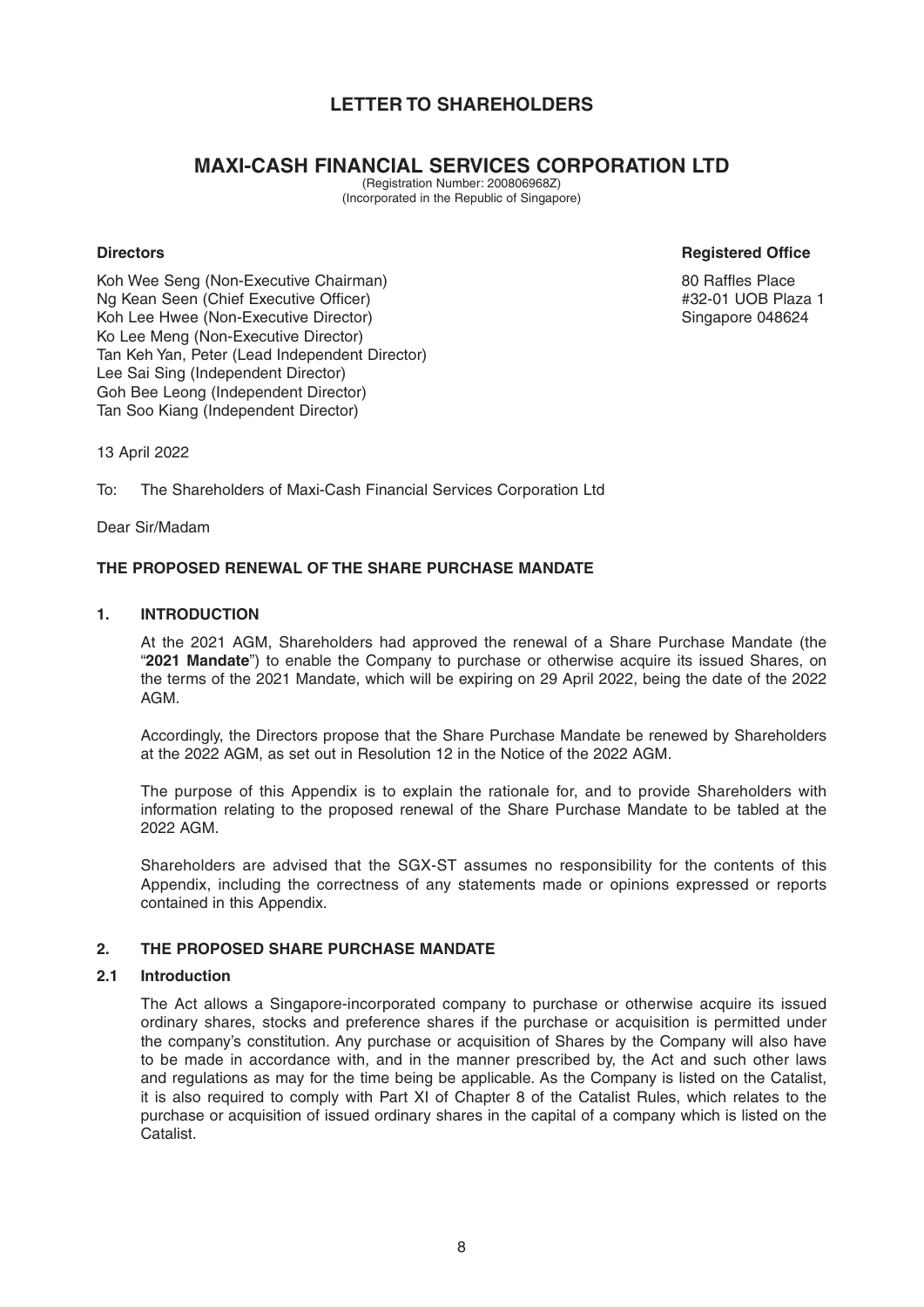# LETTER TO SHAREHOLDERS

## MAXI-CASH FINANCIAL SERVICES CORPORATION LTD

(Registration Number: 200806968Z)
(Incorporated in the Republic of Singapore)

**Directors**

Koh Wee Seng (Non-Executive Chairman)
Ng Kean Seen (Chief Executive Officer)
Koh Lee Hwee (Non-Executive Director)
Ko Lee Meng (Non-Executive Director)
Tan Keh Yan, Peter (Lead Independent Director)
Lee Sai Sing (Independent Director)
Goh Bee Leong (Independent Director)
Tan Soo Kiang (Independent Director)

**Registered Office**

80 Raffles Place
#32-01 UOB Plaza 1
Singapore 048624

13 April 2022

To: The Shareholders of Maxi-Cash Financial Services Corporation Ltd

Dear Sir/Madam

**THE PROPOSED RENEWAL OF THE SHARE PURCHASE MANDATE**

**1. INTRODUCTION**

At the 2021 AGM, Shareholders had approved the renewal of a Share Purchase Mandate (the "**2021 Mandate**") to enable the Company to purchase or otherwise acquire its issued Shares, on the terms of the 2021 Mandate, which will be expiring on 29 April 2022, being the date of the 2022 AGM.

Accordingly, the Directors propose that the Share Purchase Mandate be renewed by Shareholders at the 2022 AGM, as set out in Resolution 12 in the Notice of the 2022 AGM.

The purpose of this Appendix is to explain the rationale for, and to provide Shareholders with information relating to the proposed renewal of the Share Purchase Mandate to be tabled at the 2022 AGM.

Shareholders are advised that the SGX-ST assumes no responsibility for the contents of this Appendix, including the correctness of any statements made or opinions expressed or reports contained in this Appendix.

**2. THE PROPOSED SHARE PURCHASE MANDATE**

**2.1 Introduction**

The Act allows a Singapore-incorporated company to purchase or otherwise acquire its issued ordinary shares, stocks and preference shares if the purchase or acquisition is permitted under the company's constitution. Any purchase or acquisition of Shares by the Company will also have to be made in accordance with, and in the manner prescribed by, the Act and such other laws and regulations as may for the time being be applicable. As the Company is listed on the Catalist, it is also required to comply with Part XI of Chapter 8 of the Catalist Rules, which relates to the purchase or acquisition of issued ordinary shares in the capital of a company which is listed on the Catalist.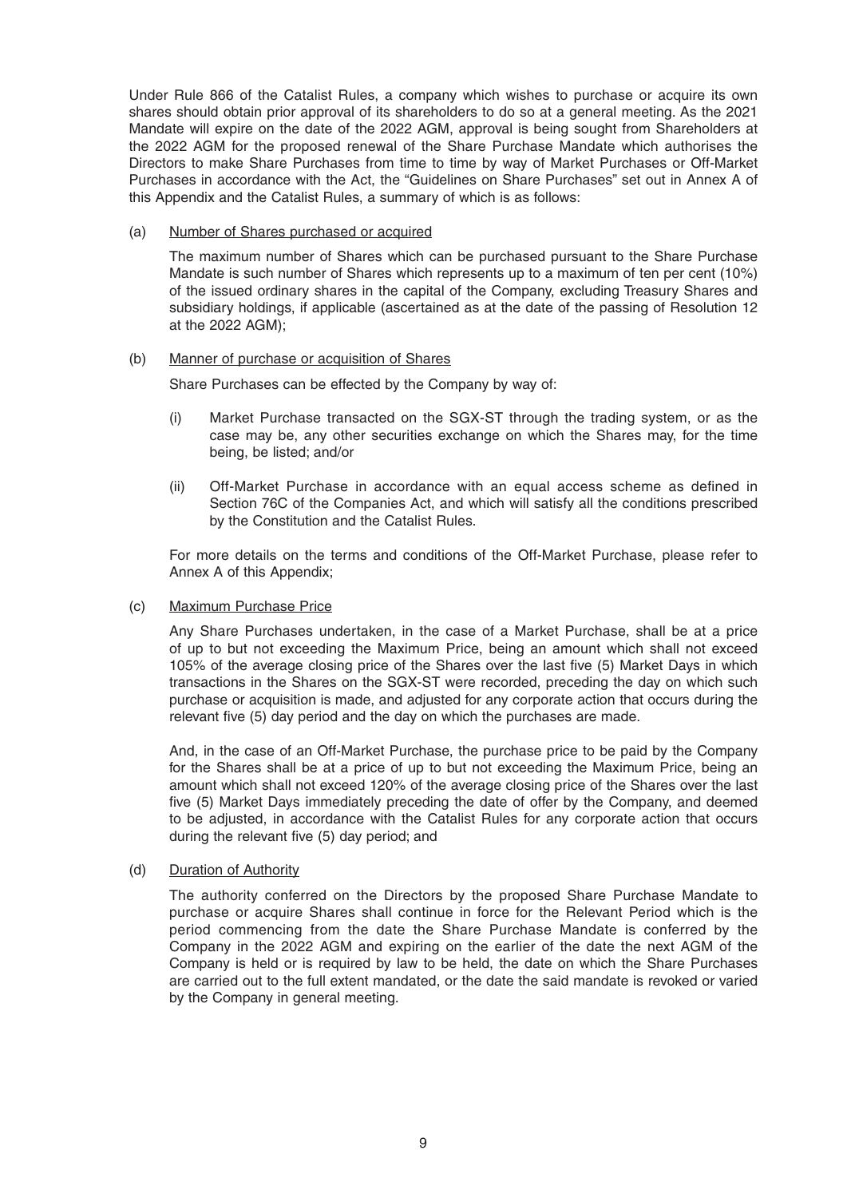Under Rule 866 of the Catalist Rules, a company which wishes to purchase or acquire its own shares should obtain prior approval of its shareholders to do so at a general meeting. As the 2021 Mandate will expire on the date of the 2022 AGM, approval is being sought from Shareholders at the 2022 AGM for the proposed renewal of the Share Purchase Mandate which authorises the Directors to make Share Purchases from time to time by way of Market Purchases or Off-Market Purchases in accordance with the Act, the "Guidelines on Share Purchases" set out in Annex A of this Appendix and the Catalist Rules, a summary of which is as follows:

(a) Number of Shares purchased or acquired

The maximum number of Shares which can be purchased pursuant to the Share Purchase Mandate is such number of Shares which represents up to a maximum of ten per cent (10%) of the issued ordinary shares in the capital of the Company, excluding Treasury Shares and subsidiary holdings, if applicable (ascertained as at the date of the passing of Resolution 12 at the 2022 AGM);

(b) Manner of purchase or acquisition of Shares

Share Purchases can be effected by the Company by way of:

(i) Market Purchase transacted on the SGX-ST through the trading system, or as the case may be, any other securities exchange on which the Shares may, for the time being, be listed; and/or

(ii) Off-Market Purchase in accordance with an equal access scheme as defined in Section 76C of the Companies Act, and which will satisfy all the conditions prescribed by the Constitution and the Catalist Rules.

For more details on the terms and conditions of the Off-Market Purchase, please refer to Annex A of this Appendix;

(c) Maximum Purchase Price

Any Share Purchases undertaken, in the case of a Market Purchase, shall be at a price of up to but not exceeding the Maximum Price, being an amount which shall not exceed 105% of the average closing price of the Shares over the last five (5) Market Days in which transactions in the Shares on the SGX-ST were recorded, preceding the day on which such purchase or acquisition is made, and adjusted for any corporate action that occurs during the relevant five (5) day period and the day on which the purchases are made.

And, in the case of an Off-Market Purchase, the purchase price to be paid by the Company for the Shares shall be at a price of up to but not exceeding the Maximum Price, being an amount which shall not exceed 120% of the average closing price of the Shares over the last five (5) Market Days immediately preceding the date of offer by the Company, and deemed to be adjusted, in accordance with the Catalist Rules for any corporate action that occurs during the relevant five (5) day period; and

(d) Duration of Authority

The authority conferred on the Directors by the proposed Share Purchase Mandate to purchase or acquire Shares shall continue in force for the Relevant Period which is the period commencing from the date the Share Purchase Mandate is conferred by the Company in the 2022 AGM and expiring on the earlier of the date the next AGM of the Company is held or is required by law to be held, the date on which the Share Purchases are carried out to the full extent mandated, or the date the said mandate is revoked or varied by the Company in general meeting.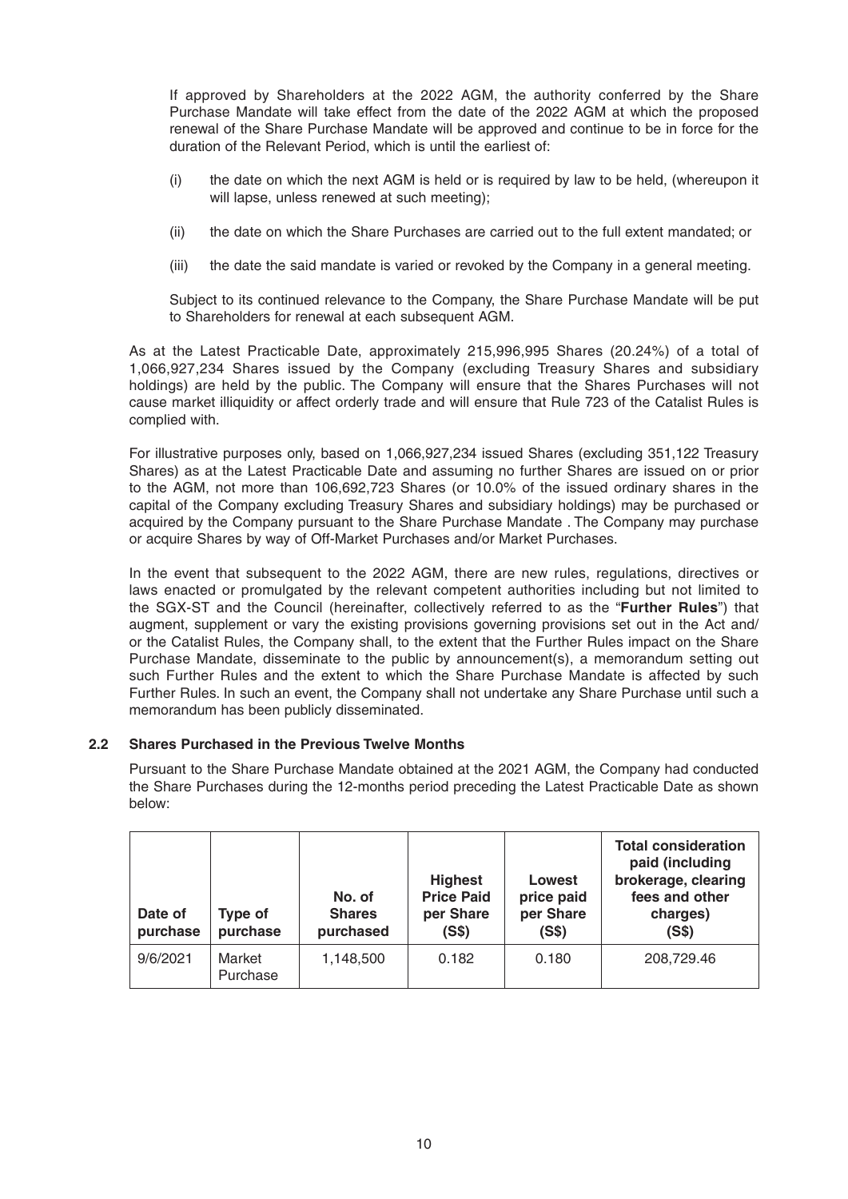If approved by Shareholders at the 2022 AGM, the authority conferred by the Share Purchase Mandate will take effect from the date of the 2022 AGM at which the proposed renewal of the Share Purchase Mandate will be approved and continue to be in force for the duration of the Relevant Period, which is until the earliest of:

(i) the date on which the next AGM is held or is required by law to be held, (whereupon it will lapse, unless renewed at such meeting);

(ii) the date on which the Share Purchases are carried out to the full extent mandated; or

(iii) the date the said mandate is varied or revoked by the Company in a general meeting.

Subject to its continued relevance to the Company, the Share Purchase Mandate will be put to Shareholders for renewal at each subsequent AGM.

As at the Latest Practicable Date, approximately 215,996,995 Shares (20.24%) of a total of 1,066,927,234 Shares issued by the Company (excluding Treasury Shares and subsidiary holdings) are held by the public. The Company will ensure that the Shares Purchases will not cause market illiquidity or affect orderly trade and will ensure that Rule 723 of the Catalist Rules is complied with.

For illustrative purposes only, based on 1,066,927,234 issued Shares (excluding 351,122 Treasury Shares) as at the Latest Practicable Date and assuming no further Shares are issued on or prior to the AGM, not more than 106,692,723 Shares (or 10.0% of the issued ordinary shares in the capital of the Company excluding Treasury Shares and subsidiary holdings) may be purchased or acquired by the Company pursuant to the Share Purchase Mandate . The Company may purchase or acquire Shares by way of Off-Market Purchases and/or Market Purchases.

In the event that subsequent to the 2022 AGM, there are new rules, regulations, directives or laws enacted or promulgated by the relevant competent authorities including but not limited to the SGX-ST and the Council (hereinafter, collectively referred to as the "**Further Rules**") that augment, supplement or vary the existing provisions governing provisions set out in the Act and/or the Catalist Rules, the Company shall, to the extent that the Further Rules impact on the Share Purchase Mandate, disseminate to the public by announcement(s), a memorandum setting out such Further Rules and the extent to which the Share Purchase Mandate is affected by such Further Rules. In such an event, the Company shall not undertake any Share Purchase until such a memorandum has been publicly disseminated.

### 2.2 Shares Purchased in the Previous Twelve Months

Pursuant to the Share Purchase Mandate obtained at the 2021 AGM, the Company had conducted the Share Purchases during the 12-months period preceding the Latest Practicable Date as shown below:

| Date of purchase | Type of purchase | No. of Shares purchased | Highest Price Paid per Share (S$) | Lowest price paid per Share (S$) | Total consideration paid (including brokerage, clearing fees and other charges) (S$) |
|---|---|---|---|---|---|
| 9/6/2021 | Market Purchase | 1,148,500 | 0.182 | 0.180 | 208,729.46 |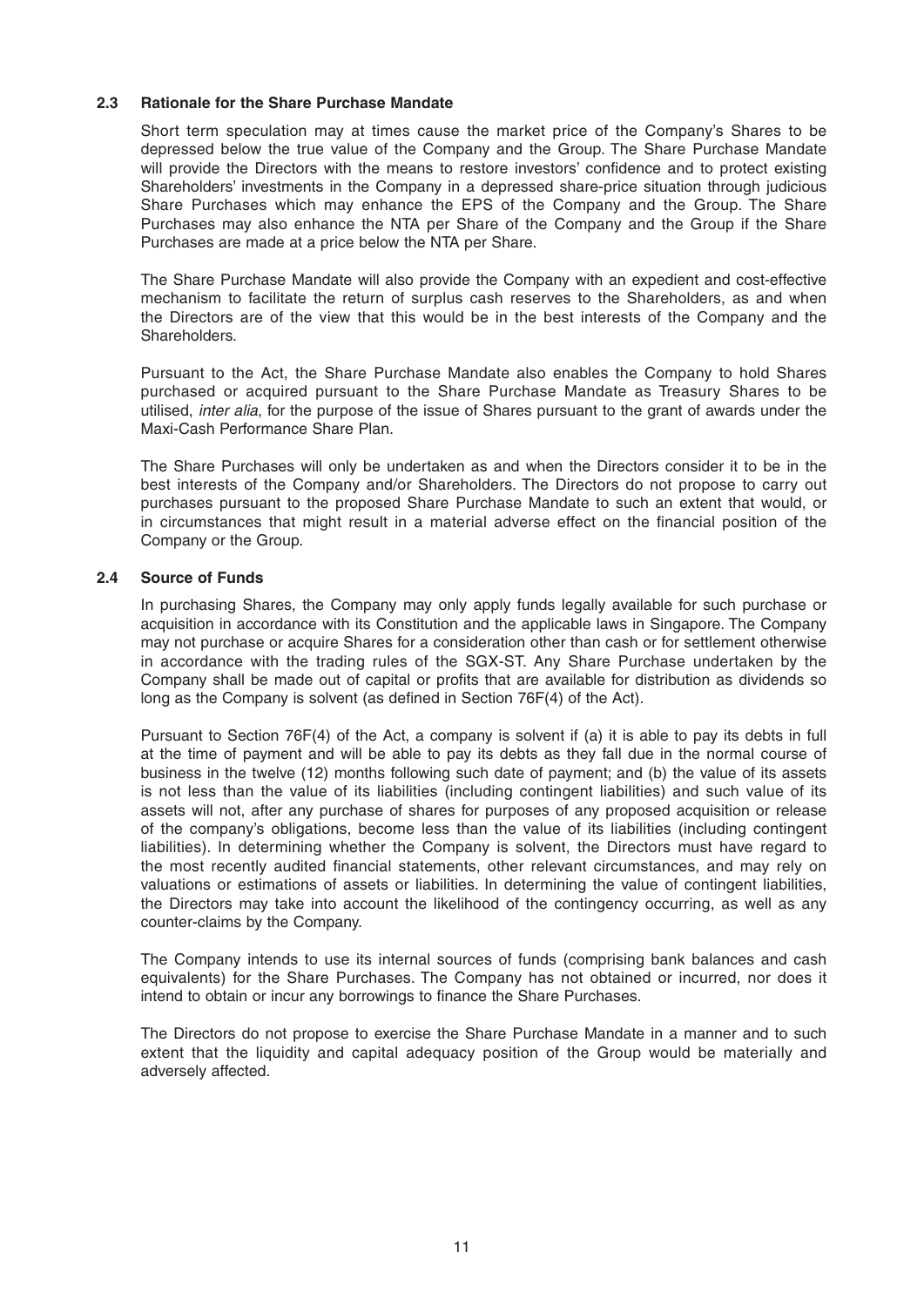### 2.3 Rationale for the Share Purchase Mandate

Short term speculation may at times cause the market price of the Company's Shares to be depressed below the true value of the Company and the Group. The Share Purchase Mandate will provide the Directors with the means to restore investors' confidence and to protect existing Shareholders' investments in the Company in a depressed share-price situation through judicious Share Purchases which may enhance the EPS of the Company and the Group. The Share Purchases may also enhance the NTA per Share of the Company and the Group if the Share Purchases are made at a price below the NTA per Share.

The Share Purchase Mandate will also provide the Company with an expedient and cost-effective mechanism to facilitate the return of surplus cash reserves to the Shareholders, as and when the Directors are of the view that this would be in the best interests of the Company and the Shareholders.

Pursuant to the Act, the Share Purchase Mandate also enables the Company to hold Shares purchased or acquired pursuant to the Share Purchase Mandate as Treasury Shares to be utilised, *inter alia*, for the purpose of the issue of Shares pursuant to the grant of awards under the Maxi-Cash Performance Share Plan.

The Share Purchases will only be undertaken as and when the Directors consider it to be in the best interests of the Company and/or Shareholders. The Directors do not propose to carry out purchases pursuant to the proposed Share Purchase Mandate to such an extent that would, or in circumstances that might result in a material adverse effect on the financial position of the Company or the Group.

### 2.4 Source of Funds

In purchasing Shares, the Company may only apply funds legally available for such purchase or acquisition in accordance with its Constitution and the applicable laws in Singapore. The Company may not purchase or acquire Shares for a consideration other than cash or for settlement otherwise in accordance with the trading rules of the SGX-ST. Any Share Purchase undertaken by the Company shall be made out of capital or profits that are available for distribution as dividends so long as the Company is solvent (as defined in Section 76F(4) of the Act).

Pursuant to Section 76F(4) of the Act, a company is solvent if (a) it is able to pay its debts in full at the time of payment and will be able to pay its debts as they fall due in the normal course of business in the twelve (12) months following such date of payment; and (b) the value of its assets is not less than the value of its liabilities (including contingent liabilities) and such value of its assets will not, after any purchase of shares for purposes of any proposed acquisition or release of the company's obligations, become less than the value of its liabilities (including contingent liabilities). In determining whether the Company is solvent, the Directors must have regard to the most recently audited financial statements, other relevant circumstances, and may rely on valuations or estimations of assets or liabilities. In determining the value of contingent liabilities, the Directors may take into account the likelihood of the contingency occurring, as well as any counter-claims by the Company.

The Company intends to use its internal sources of funds (comprising bank balances and cash equivalents) for the Share Purchases. The Company has not obtained or incurred, nor does it intend to obtain or incur any borrowings to finance the Share Purchases.

The Directors do not propose to exercise the Share Purchase Mandate in a manner and to such extent that the liquidity and capital adequacy position of the Group would be materially and adversely affected.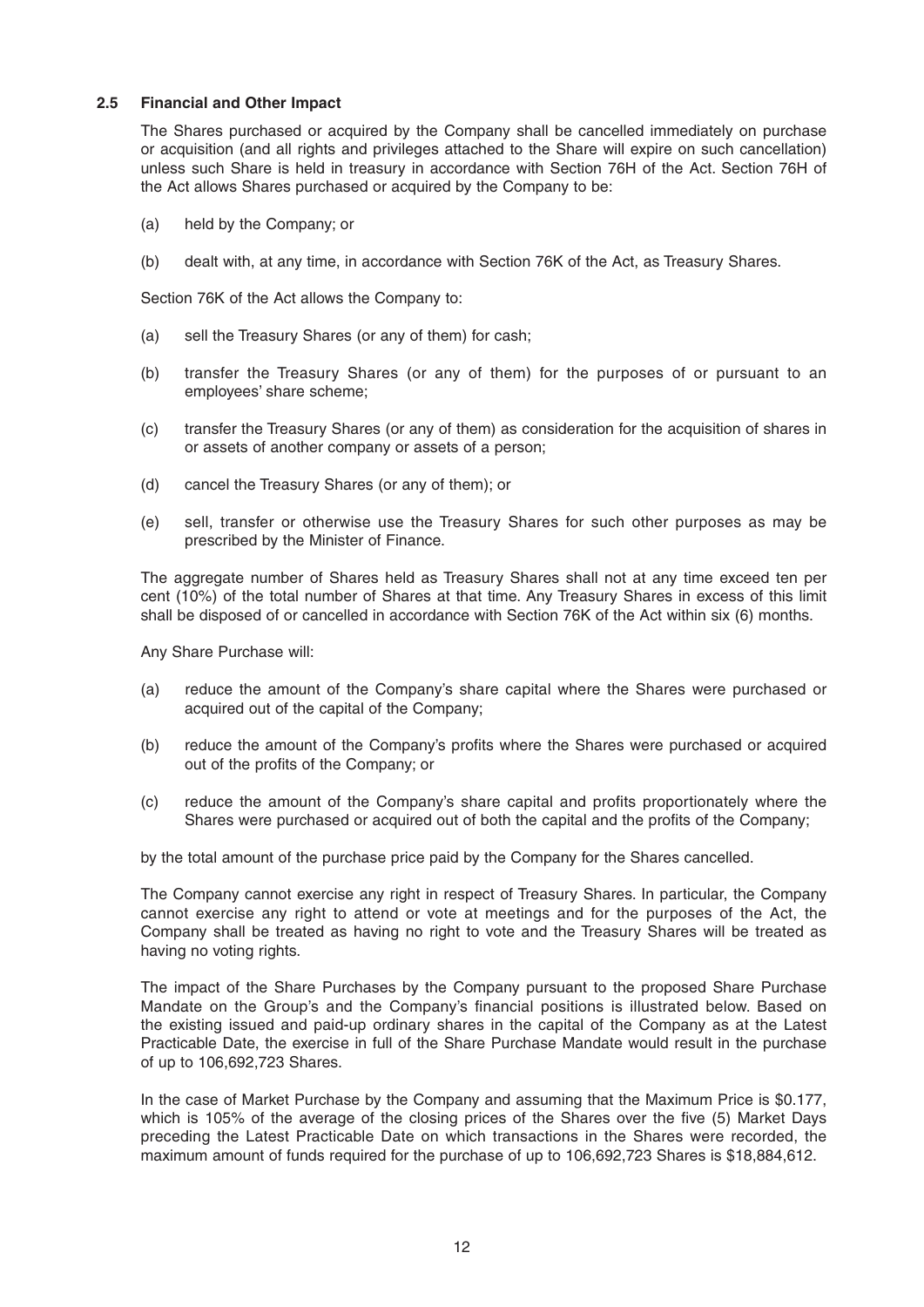### 2.5 Financial and Other Impact

The Shares purchased or acquired by the Company shall be cancelled immediately on purchase or acquisition (and all rights and privileges attached to the Share will expire on such cancellation) unless such Share is held in treasury in accordance with Section 76H of the Act. Section 76H of the Act allows Shares purchased or acquired by the Company to be:

(a) held by the Company; or

(b) dealt with, at any time, in accordance with Section 76K of the Act, as Treasury Shares.

Section 76K of the Act allows the Company to:

(a) sell the Treasury Shares (or any of them) for cash;

(b) transfer the Treasury Shares (or any of them) for the purposes of or pursuant to an employees' share scheme;

(c) transfer the Treasury Shares (or any of them) as consideration for the acquisition of shares in or assets of another company or assets of a person;

(d) cancel the Treasury Shares (or any of them); or

(e) sell, transfer or otherwise use the Treasury Shares for such other purposes as may be prescribed by the Minister of Finance.

The aggregate number of Shares held as Treasury Shares shall not at any time exceed ten per cent (10%) of the total number of Shares at that time. Any Treasury Shares in excess of this limit shall be disposed of or cancelled in accordance with Section 76K of the Act within six (6) months.

Any Share Purchase will:

(a) reduce the amount of the Company's share capital where the Shares were purchased or acquired out of the capital of the Company;

(b) reduce the amount of the Company's profits where the Shares were purchased or acquired out of the profits of the Company; or

(c) reduce the amount of the Company's share capital and profits proportionately where the Shares were purchased or acquired out of both the capital and the profits of the Company;

by the total amount of the purchase price paid by the Company for the Shares cancelled.

The Company cannot exercise any right in respect of Treasury Shares. In particular, the Company cannot exercise any right to attend or vote at meetings and for the purposes of the Act, the Company shall be treated as having no right to vote and the Treasury Shares will be treated as having no voting rights.

The impact of the Share Purchases by the Company pursuant to the proposed Share Purchase Mandate on the Group's and the Company's financial positions is illustrated below. Based on the existing issued and paid-up ordinary shares in the capital of the Company as at the Latest Practicable Date, the exercise in full of the Share Purchase Mandate would result in the purchase of up to 106,692,723 Shares.

In the case of Market Purchase by the Company and assuming that the Maximum Price is $0.177, which is 105% of the average of the closing prices of the Shares over the five (5) Market Days preceding the Latest Practicable Date on which transactions in the Shares were recorded, the maximum amount of funds required for the purchase of up to 106,692,723 Shares is $18,884,612.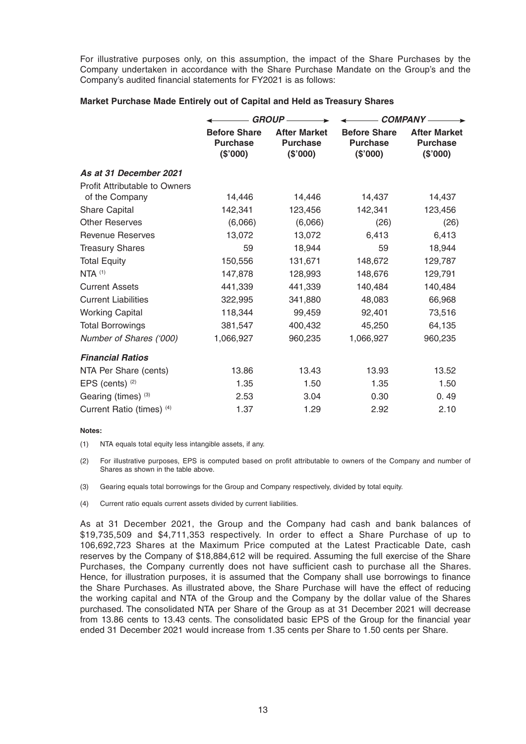For illustrative purposes only, on this assumption, the impact of the Share Purchases by the Company undertaken in accordance with the Share Purchase Mandate on the Group's and the Company's audited financial statements for FY2021 is as follows:

**Market Purchase Made Entirely out of Capital and Held as Treasury Shares**

| | *GROUP* | | *COMPANY* | |
|---|---|---|---|---|
| | **Before Share Purchase (\$'000)** | **After Market Purchase (\$'000)** | **Before Share Purchase (\$'000)** | **After Market Purchase (\$'000)** |
| ***As at 31 December 2021*** | | | | |
| Profit Attributable to Owners of the Company | 14,446 | 14,446 | 14,437 | 14,437 |
| Share Capital | 142,341 | 123,456 | 142,341 | 123,456 |
| Other Reserves | (6,066) | (6,066) | (26) | (26) |
| Revenue Reserves | 13,072 | 13,072 | 6,413 | 6,413 |
| Treasury Shares | 59 | 18,944 | 59 | 18,944 |
| Total Equity | 150,556 | 131,671 | 148,672 | 129,787 |
| NTA [(1)] | 147,878 | 128,993 | 148,676 | 129,791 |
| Current Assets | 441,339 | 441,339 | 140,484 | 140,484 |
| Current Liabilities | 322,995 | 341,880 | 48,083 | 66,968 |
| Working Capital | 118,344 | 99,459 | 92,401 | 73,516 |
| Total Borrowings | 381,547 | 400,432 | 45,250 | 64,135 |
| *Number of Shares ('000)* | 1,066,927 | 960,235 | 1,066,927 | 960,235 |
| ***Financial Ratios*** | | | | |
| NTA Per Share (cents) | 13.86 | 13.43 | 13.93 | 13.52 |
| EPS (cents) [(2)] | 1.35 | 1.50 | 1.35 | 1.50 |
| Gearing (times) [(3)] | 2.53 | 3.04 | 0.30 | 0. 49 |
| Current Ratio (times) [(4)] | 1.37 | 1.29 | 2.92 | 2.10 |

**Notes:**

(1) NTA equals total equity less intangible assets, if any.

(2) For illustrative purposes, EPS is computed based on profit attributable to owners of the Company and number of Shares as shown in the table above.

(3) Gearing equals total borrowings for the Group and Company respectively, divided by total equity.

(4) Current ratio equals current assets divided by current liabilities.

As at 31 December 2021, the Group and the Company had cash and bank balances of \$19,735,509 and \$4,711,353 respectively. In order to effect a Share Purchase of up to 106,692,723 Shares at the Maximum Price computed at the Latest Practicable Date, cash reserves by the Company of \$18,884,612 will be required. Assuming the full exercise of the Share Purchases, the Company currently does not have sufficient cash to purchase all the Shares. Hence, for illustration purposes, it is assumed that the Company shall use borrowings to finance the Share Purchases. As illustrated above, the Share Purchase will have the effect of reducing the working capital and NTA of the Group and the Company by the dollar value of the Shares purchased. The consolidated NTA per Share of the Group as at 31 December 2021 will decrease from 13.86 cents to 13.43 cents. The consolidated basic EPS of the Group for the financial year ended 31 December 2021 would increase from 1.35 cents per Share to 1.50 cents per Share.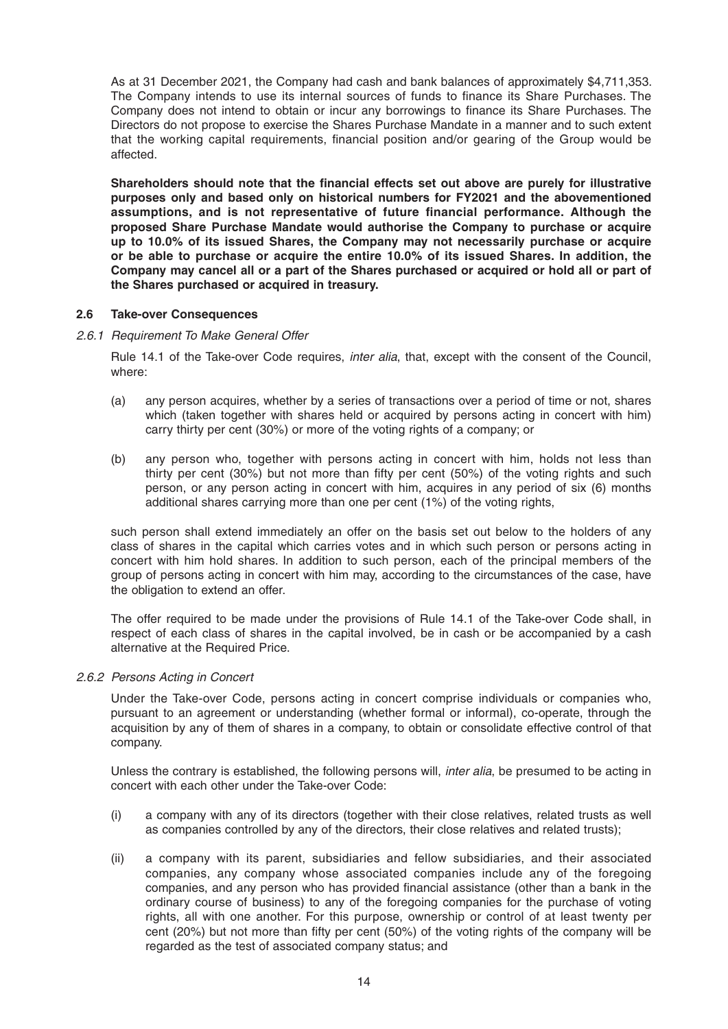As at 31 December 2021, the Company had cash and bank balances of approximately $4,711,353. The Company intends to use its internal sources of funds to finance its Share Purchases. The Company does not intend to obtain or incur any borrowings to finance its Share Purchases. The Directors do not propose to exercise the Shares Purchase Mandate in a manner and to such extent that the working capital requirements, financial position and/or gearing of the Group would be affected.

**Shareholders should note that the financial effects set out above are purely for illustrative purposes only and based only on historical numbers for FY2021 and the abovementioned assumptions, and is not representative of future financial performance. Although the proposed Share Purchase Mandate would authorise the Company to purchase or acquire up to 10.0% of its issued Shares, the Company may not necessarily purchase or acquire or be able to purchase or acquire the entire 10.0% of its issued Shares. In addition, the Company may cancel all or a part of the Shares purchased or acquired or hold all or part of the Shares purchased or acquired in treasury.**

### 2.6 Take-over Consequences

#### *2.6.1 Requirement To Make General Offer*

Rule 14.1 of the Take-over Code requires, *inter alia*, that, except with the consent of the Council, where:

(a) any person acquires, whether by a series of transactions over a period of time or not, shares which (taken together with shares held or acquired by persons acting in concert with him) carry thirty per cent (30%) or more of the voting rights of a company; or

(b) any person who, together with persons acting in concert with him, holds not less than thirty per cent (30%) but not more than fifty per cent (50%) of the voting rights and such person, or any person acting in concert with him, acquires in any period of six (6) months additional shares carrying more than one per cent (1%) of the voting rights,

such person shall extend immediately an offer on the basis set out below to the holders of any class of shares in the capital which carries votes and in which such person or persons acting in concert with him hold shares. In addition to such person, each of the principal members of the group of persons acting in concert with him may, according to the circumstances of the case, have the obligation to extend an offer.

The offer required to be made under the provisions of Rule 14.1 of the Take-over Code shall, in respect of each class of shares in the capital involved, be in cash or be accompanied by a cash alternative at the Required Price.

#### *2.6.2 Persons Acting in Concert*

Under the Take-over Code, persons acting in concert comprise individuals or companies who, pursuant to an agreement or understanding (whether formal or informal), co-operate, through the acquisition by any of them of shares in a company, to obtain or consolidate effective control of that company.

Unless the contrary is established, the following persons will, *inter alia*, be presumed to be acting in concert with each other under the Take-over Code:

(i) a company with any of its directors (together with their close relatives, related trusts as well as companies controlled by any of the directors, their close relatives and related trusts);

(ii) a company with its parent, subsidiaries and fellow subsidiaries, and their associated companies, any company whose associated companies include any of the foregoing companies, and any person who has provided financial assistance (other than a bank in the ordinary course of business) to any of the foregoing companies for the purchase of voting rights, all with one another. For this purpose, ownership or control of at least twenty per cent (20%) but not more than fifty per cent (50%) of the voting rights of the company will be regarded as the test of associated company status; and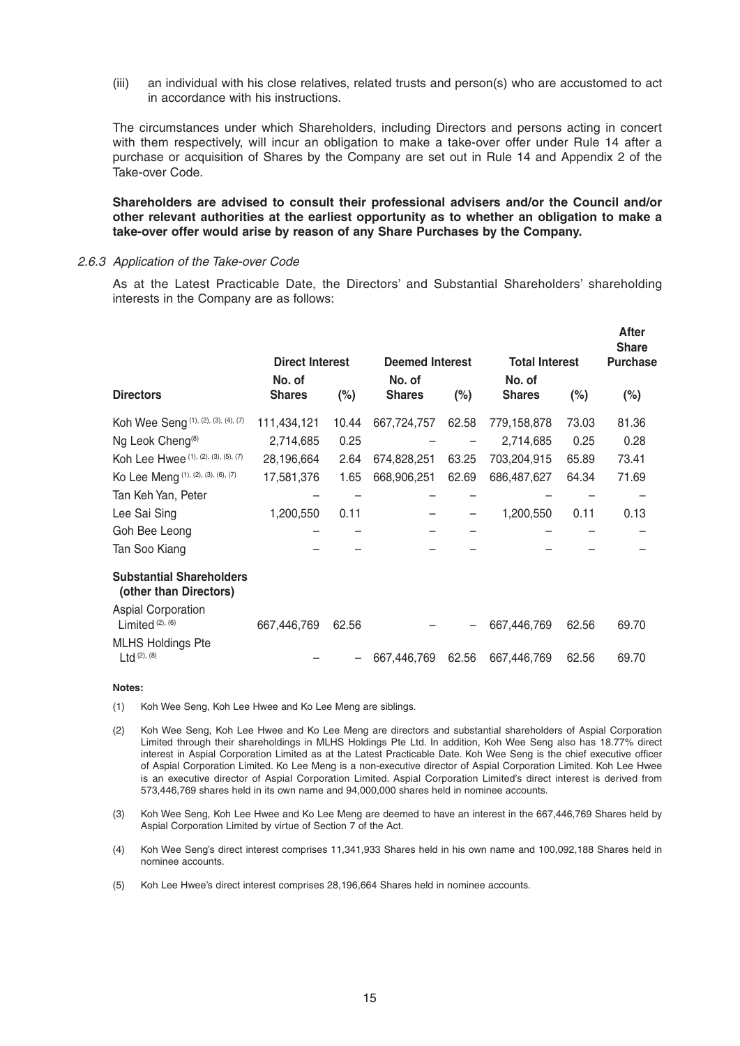(iii) an individual with his close relatives, related trusts and person(s) who are accustomed to act in accordance with his instructions.

The circumstances under which Shareholders, including Directors and persons acting in concert with them respectively, will incur an obligation to make a take-over offer under Rule 14 after a purchase or acquisition of Shares by the Company are set out in Rule 14 and Appendix 2 of the Take-over Code.

**Shareholders are advised to consult their professional advisers and/or the Council and/or other relevant authorities at the earliest opportunity as to whether an obligation to make a take-over offer would arise by reason of any Share Purchases by the Company.**

*2.6.3 Application of the Take-over Code*

As at the Latest Practicable Date, the Directors' and Substantial Shareholders' shareholding interests in the Company are as follows:

| | **Direct Interest** | | **Deemed Interest** | | **Total Interest** | | **After Share Purchase** |
|---|---|---|---|---|---|---|---|
| **Directors** | **No. of Shares** | **(%)** | **No. of Shares** | **(%)** | **No. of Shares** | **(%)** | **(%)** |
| Koh Wee Seng [(1), (2), (3), (4), (7)] | 111,434,121 | 10.44 | 667,724,757 | 62.58 | 779,158,878 | 73.03 | 81.36 |
| Ng Leok Cheng[(8)] | 2,714,685 | 0.25 | – | – | 2,714,685 | 0.25 | 0.28 |
| Koh Lee Hwee [(1), (2), (3), (5), (7)] | 28,196,664 | 2.64 | 674,828,251 | 63.25 | 703,204,915 | 65.89 | 73.41 |
| Ko Lee Meng [(1), (2), (3), (6), (7)] | 17,581,376 | 1.65 | 668,906,251 | 62.69 | 686,487,627 | 64.34 | 71.69 |
| Tan Keh Yan, Peter | – | – | – | – | – | – | – |
| Lee Sai Sing | 1,200,550 | 0.11 | – | – | 1,200,550 | 0.11 | 0.13 |
| Goh Bee Leong | – | – | – | – | – | – | – |
| Tan Soo Kiang | – | – | – | – | – | – | – |
| **Substantial Shareholders (other than Directors)** | | | | | | | |
| Aspial Corporation Limited [(2), (6)] | 667,446,769 | 62.56 | – | – | 667,446,769 | 62.56 | 69.70 |
| MLHS Holdings Pte Ltd [(2), (8)] | – | – | 667,446,769 | 62.56 | 667,446,769 | 62.56 | 69.70 |

**Notes:**

(1) Koh Wee Seng, Koh Lee Hwee and Ko Lee Meng are siblings.

(2) Koh Wee Seng, Koh Lee Hwee and Ko Lee Meng are directors and substantial shareholders of Aspial Corporation Limited through their shareholdings in MLHS Holdings Pte Ltd. In addition, Koh Wee Seng also has 18.77% direct interest in Aspial Corporation Limited as at the Latest Practicable Date. Koh Wee Seng is the chief executive officer of Aspial Corporation Limited. Ko Lee Meng is a non-executive director of Aspial Corporation Limited. Koh Lee Hwee is an executive director of Aspial Corporation Limited. Aspial Corporation Limited's direct interest is derived from 573,446,769 shares held in its own name and 94,000,000 shares held in nominee accounts.

(3) Koh Wee Seng, Koh Lee Hwee and Ko Lee Meng are deemed to have an interest in the 667,446,769 Shares held by Aspial Corporation Limited by virtue of Section 7 of the Act.

(4) Koh Wee Seng's direct interest comprises 11,341,933 Shares held in his own name and 100,092,188 Shares held in nominee accounts.

(5) Koh Lee Hwee's direct interest comprises 28,196,664 Shares held in nominee accounts.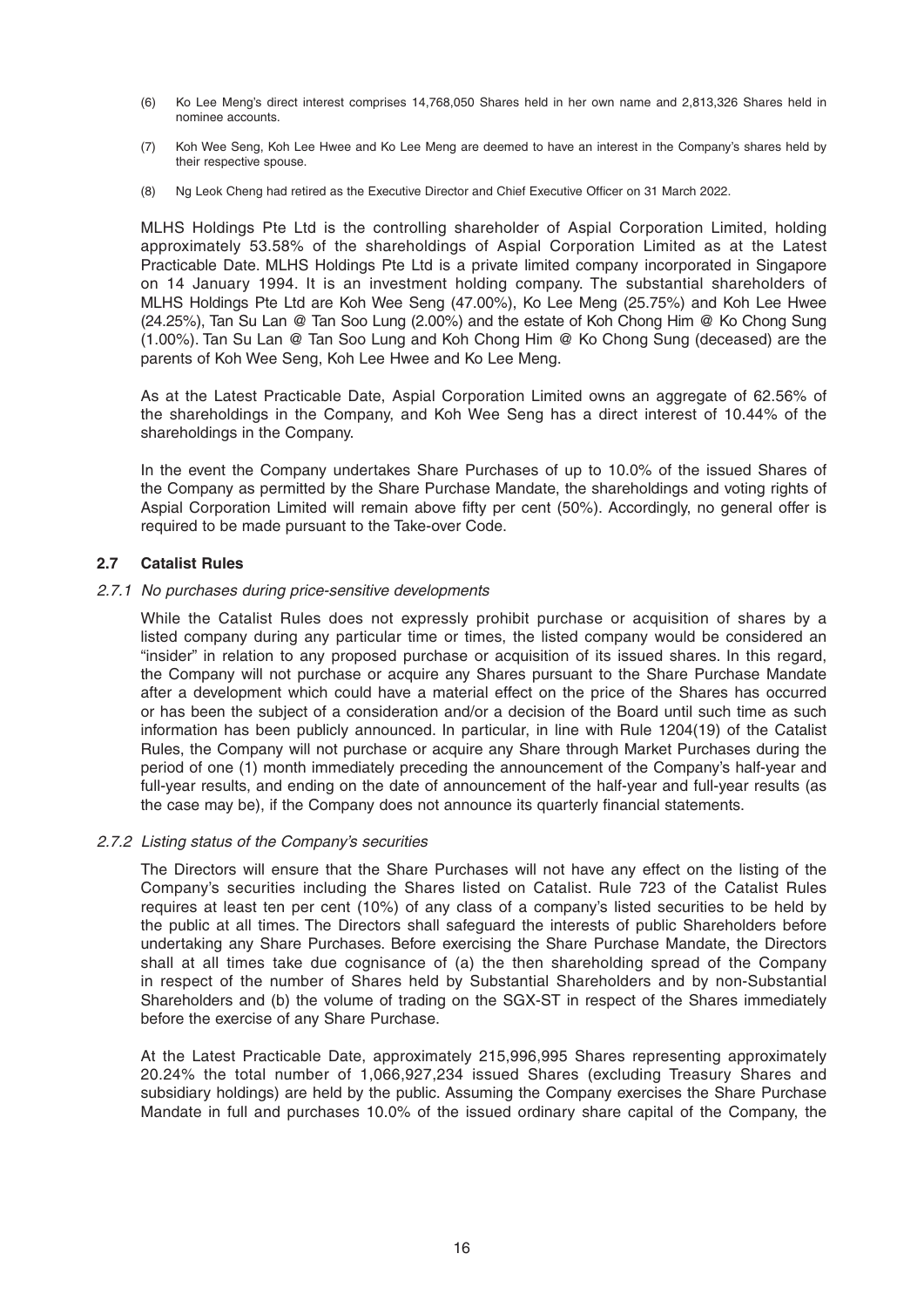(6) Ko Lee Meng's direct interest comprises 14,768,050 Shares held in her own name and 2,813,326 Shares held in nominee accounts.

(7) Koh Wee Seng, Koh Lee Hwee and Ko Lee Meng are deemed to have an interest in the Company's shares held by their respective spouse.

(8) Ng Leok Cheng had retired as the Executive Director and Chief Executive Officer on 31 March 2022.

MLHS Holdings Pte Ltd is the controlling shareholder of Aspial Corporation Limited, holding approximately 53.58% of the shareholdings of Aspial Corporation Limited as at the Latest Practicable Date. MLHS Holdings Pte Ltd is a private limited company incorporated in Singapore on 14 January 1994. It is an investment holding company. The substantial shareholders of MLHS Holdings Pte Ltd are Koh Wee Seng (47.00%), Ko Lee Meng (25.75%) and Koh Lee Hwee (24.25%), Tan Su Lan @ Tan Soo Lung (2.00%) and the estate of Koh Chong Him @ Ko Chong Sung (1.00%). Tan Su Lan @ Tan Soo Lung and Koh Chong Him @ Ko Chong Sung (deceased) are the parents of Koh Wee Seng, Koh Lee Hwee and Ko Lee Meng.

As at the Latest Practicable Date, Aspial Corporation Limited owns an aggregate of 62.56% of the shareholdings in the Company, and Koh Wee Seng has a direct interest of 10.44% of the shareholdings in the Company.

In the event the Company undertakes Share Purchases of up to 10.0% of the issued Shares of the Company as permitted by the Share Purchase Mandate, the shareholdings and voting rights of Aspial Corporation Limited will remain above fifty per cent (50%). Accordingly, no general offer is required to be made pursuant to the Take-over Code.

### 2.7 Catalist Rules

#### *2.7.1 No purchases during price-sensitive developments*

While the Catalist Rules does not expressly prohibit purchase or acquisition of shares by a listed company during any particular time or times, the listed company would be considered an "insider" in relation to any proposed purchase or acquisition of its issued shares. In this regard, the Company will not purchase or acquire any Shares pursuant to the Share Purchase Mandate after a development which could have a material effect on the price of the Shares has occurred or has been the subject of a consideration and/or a decision of the Board until such time as such information has been publicly announced. In particular, in line with Rule 1204(19) of the Catalist Rules, the Company will not purchase or acquire any Share through Market Purchases during the period of one (1) month immediately preceding the announcement of the Company's half-year and full-year results, and ending on the date of announcement of the half-year and full-year results (as the case may be), if the Company does not announce its quarterly financial statements.

#### *2.7.2 Listing status of the Company's securities*

The Directors will ensure that the Share Purchases will not have any effect on the listing of the Company's securities including the Shares listed on Catalist. Rule 723 of the Catalist Rules requires at least ten per cent (10%) of any class of a company's listed securities to be held by the public at all times. The Directors shall safeguard the interests of public Shareholders before undertaking any Share Purchases. Before exercising the Share Purchase Mandate, the Directors shall at all times take due cognisance of (a) the then shareholding spread of the Company in respect of the number of Shares held by Substantial Shareholders and by non-Substantial Shareholders and (b) the volume of trading on the SGX-ST in respect of the Shares immediately before the exercise of any Share Purchase.

At the Latest Practicable Date, approximately 215,996,995 Shares representing approximately 20.24% the total number of 1,066,927,234 issued Shares (excluding Treasury Shares and subsidiary holdings) are held by the public. Assuming the Company exercises the Share Purchase Mandate in full and purchases 10.0% of the issued ordinary share capital of the Company, the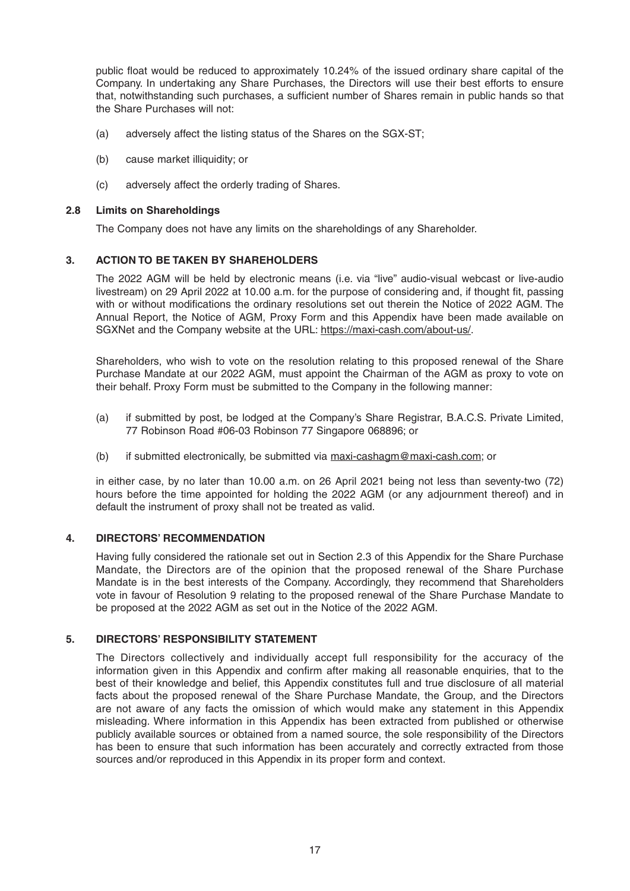public float would be reduced to approximately 10.24% of the issued ordinary share capital of the Company. In undertaking any Share Purchases, the Directors will use their best efforts to ensure that, notwithstanding such purchases, a sufficient number of Shares remain in public hands so that the Share Purchases will not:

(a) adversely affect the listing status of the Shares on the SGX-ST;

(b) cause market illiquidity; or

(c) adversely affect the orderly trading of Shares.

### 2.8 Limits on Shareholdings

The Company does not have any limits on the shareholdings of any Shareholder.

## 3. ACTION TO BE TAKEN BY SHAREHOLDERS

The 2022 AGM will be held by electronic means (i.e. via "live" audio-visual webcast or live-audio livestream) on 29 April 2022 at 10.00 a.m. for the purpose of considering and, if thought fit, passing with or without modifications the ordinary resolutions set out therein the Notice of 2022 AGM. The Annual Report, the Notice of AGM, Proxy Form and this Appendix have been made available on SGXNet and the Company website at the URL: https://maxi-cash.com/about-us/.

Shareholders, who wish to vote on the resolution relating to this proposed renewal of the Share Purchase Mandate at our 2022 AGM, must appoint the Chairman of the AGM as proxy to vote on their behalf. Proxy Form must be submitted to the Company in the following manner:

(a) if submitted by post, be lodged at the Company's Share Registrar, B.A.C.S. Private Limited, 77 Robinson Road #06-03 Robinson 77 Singapore 068896; or

(b) if submitted electronically, be submitted via maxi-cashagm@maxi-cash.com; or

in either case, by no later than 10.00 a.m. on 26 April 2021 being not less than seventy-two (72) hours before the time appointed for holding the 2022 AGM (or any adjournment thereof) and in default the instrument of proxy shall not be treated as valid.

## 4. DIRECTORS' RECOMMENDATION

Having fully considered the rationale set out in Section 2.3 of this Appendix for the Share Purchase Mandate, the Directors are of the opinion that the proposed renewal of the Share Purchase Mandate is in the best interests of the Company. Accordingly, they recommend that Shareholders vote in favour of Resolution 9 relating to the proposed renewal of the Share Purchase Mandate to be proposed at the 2022 AGM as set out in the Notice of the 2022 AGM.

## 5. DIRECTORS' RESPONSIBILITY STATEMENT

The Directors collectively and individually accept full responsibility for the accuracy of the information given in this Appendix and confirm after making all reasonable enquiries, that to the best of their knowledge and belief, this Appendix constitutes full and true disclosure of all material facts about the proposed renewal of the Share Purchase Mandate, the Group, and the Directors are not aware of any facts the omission of which would make any statement in this Appendix misleading. Where information in this Appendix has been extracted from published or otherwise publicly available sources or obtained from a named source, the sole responsibility of the Directors has been to ensure that such information has been accurately and correctly extracted from those sources and/or reproduced in this Appendix in its proper form and context.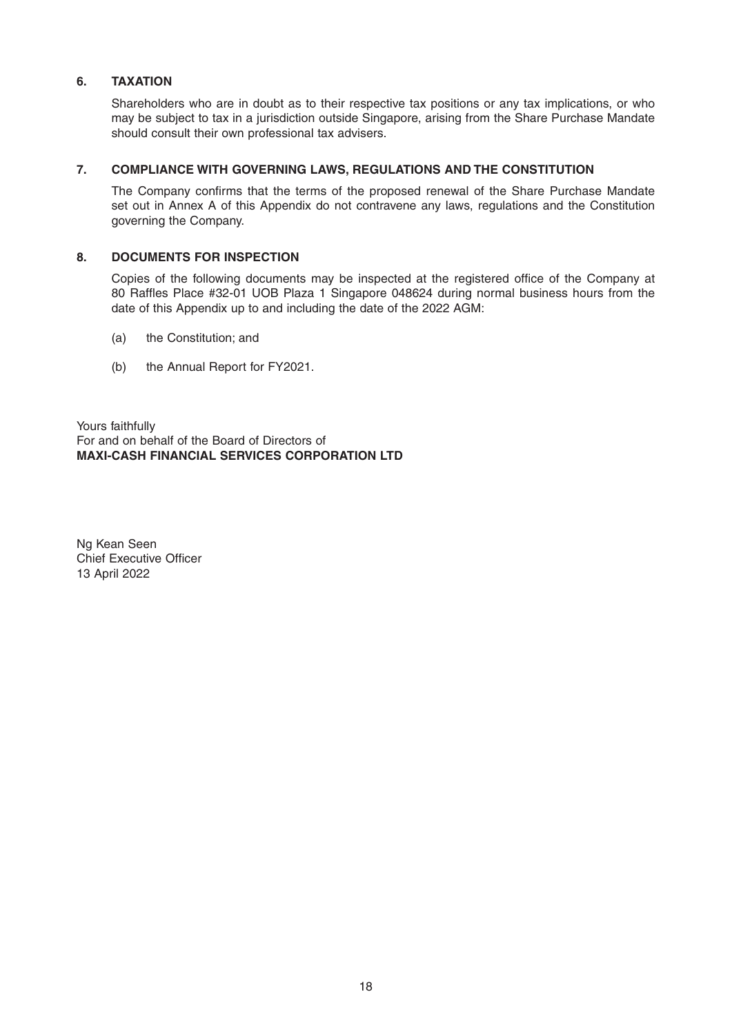## 6. TAXATION

Shareholders who are in doubt as to their respective tax positions or any tax implications, or who may be subject to tax in a jurisdiction outside Singapore, arising from the Share Purchase Mandate should consult their own professional tax advisers.

## 7. COMPLIANCE WITH GOVERNING LAWS, REGULATIONS AND THE CONSTITUTION

The Company confirms that the terms of the proposed renewal of the Share Purchase Mandate set out in Annex A of this Appendix do not contravene any laws, regulations and the Constitution governing the Company.

## 8. DOCUMENTS FOR INSPECTION

Copies of the following documents may be inspected at the registered office of the Company at 80 Raffles Place #32-01 UOB Plaza 1 Singapore 048624 during normal business hours from the date of this Appendix up to and including the date of the 2022 AGM:

(a) the Constitution; and

(b) the Annual Report for FY2021.

Yours faithfully
For and on behalf of the Board of Directors of
**MAXI-CASH FINANCIAL SERVICES CORPORATION LTD**

Ng Kean Seen
Chief Executive Officer
13 April 2022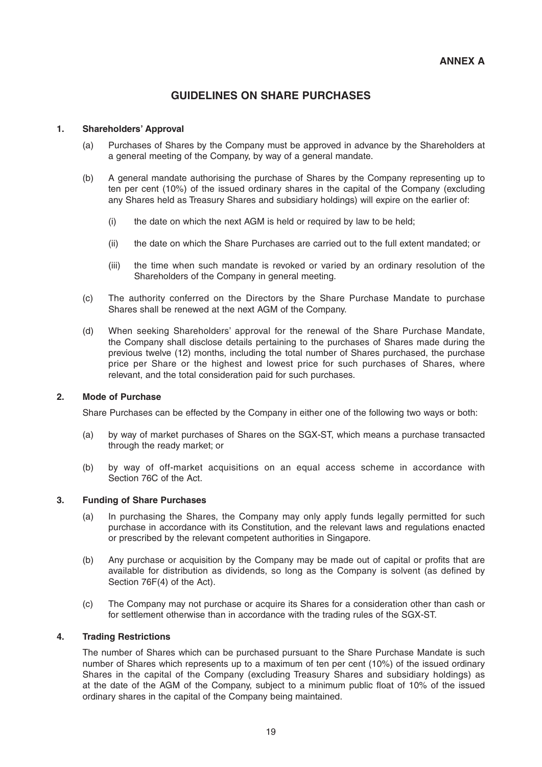**ANNEX A**

# GUIDELINES ON SHARE PURCHASES

## 1. Shareholders' Approval

(a) Purchases of Shares by the Company must be approved in advance by the Shareholders at a general meeting of the Company, by way of a general mandate.

(b) A general mandate authorising the purchase of Shares by the Company representing up to ten per cent (10%) of the issued ordinary shares in the capital of the Company (excluding any Shares held as Treasury Shares and subsidiary holdings) will expire on the earlier of:

   (i) the date on which the next AGM is held or required by law to be held;

   (ii) the date on which the Share Purchases are carried out to the full extent mandated; or

   (iii) the time when such mandate is revoked or varied by an ordinary resolution of the Shareholders of the Company in general meeting.

(c) The authority conferred on the Directors by the Share Purchase Mandate to purchase Shares shall be renewed at the next AGM of the Company.

(d) When seeking Shareholders' approval for the renewal of the Share Purchase Mandate, the Company shall disclose details pertaining to the purchases of Shares made during the previous twelve (12) months, including the total number of Shares purchased, the purchase price per Share or the highest and lowest price for such purchases of Shares, where relevant, and the total consideration paid for such purchases.

## 2. Mode of Purchase

Share Purchases can be effected by the Company in either one of the following two ways or both:

(a) by way of market purchases of Shares on the SGX-ST, which means a purchase transacted through the ready market; or

(b) by way of off-market acquisitions on an equal access scheme in accordance with Section 76C of the Act.

## 3. Funding of Share Purchases

(a) In purchasing the Shares, the Company may only apply funds legally permitted for such purchase in accordance with its Constitution, and the relevant laws and regulations enacted or prescribed by the relevant competent authorities in Singapore.

(b) Any purchase or acquisition by the Company may be made out of capital or profits that are available for distribution as dividends, so long as the Company is solvent (as defined by Section 76F(4) of the Act).

(c) The Company may not purchase or acquire its Shares for a consideration other than cash or for settlement otherwise than in accordance with the trading rules of the SGX-ST.

## 4. Trading Restrictions

The number of Shares which can be purchased pursuant to the Share Purchase Mandate is such number of Shares which represents up to a maximum of ten per cent (10%) of the issued ordinary Shares in the capital of the Company (excluding Treasury Shares and subsidiary holdings) as at the date of the AGM of the Company, subject to a minimum public float of 10% of the issued ordinary shares in the capital of the Company being maintained.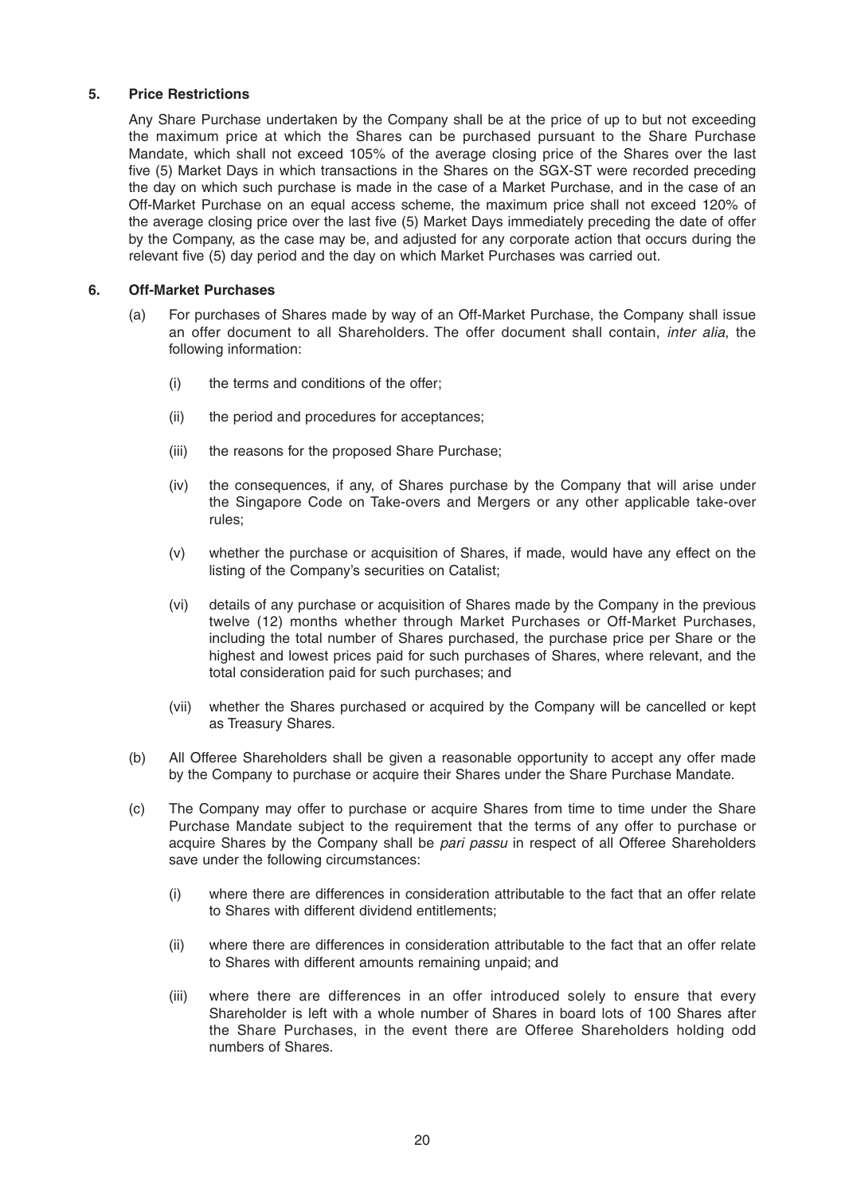**5. Price Restrictions**

Any Share Purchase undertaken by the Company shall be at the price of up to but not exceeding the maximum price at which the Shares can be purchased pursuant to the Share Purchase Mandate, which shall not exceed 105% of the average closing price of the Shares over the last five (5) Market Days in which transactions in the Shares on the SGX-ST were recorded preceding the day on which such purchase is made in the case of a Market Purchase, and in the case of an Off-Market Purchase on an equal access scheme, the maximum price shall not exceed 120% of the average closing price over the last five (5) Market Days immediately preceding the date of offer by the Company, as the case may be, and adjusted for any corporate action that occurs during the relevant five (5) day period and the day on which Market Purchases was carried out.

**6. Off-Market Purchases**

(a) For purchases of Shares made by way of an Off-Market Purchase, the Company shall issue an offer document to all Shareholders. The offer document shall contain, *inter alia*, the following information:

(i) the terms and conditions of the offer;

(ii) the period and procedures for acceptances;

(iii) the reasons for the proposed Share Purchase;

(iv) the consequences, if any, of Shares purchase by the Company that will arise under the Singapore Code on Take-overs and Mergers or any other applicable take-over rules;

(v) whether the purchase or acquisition of Shares, if made, would have any effect on the listing of the Company's securities on Catalist;

(vi) details of any purchase or acquisition of Shares made by the Company in the previous twelve (12) months whether through Market Purchases or Off-Market Purchases, including the total number of Shares purchased, the purchase price per Share or the highest and lowest prices paid for such purchases of Shares, where relevant, and the total consideration paid for such purchases; and

(vii) whether the Shares purchased or acquired by the Company will be cancelled or kept as Treasury Shares.

(b) All Offeree Shareholders shall be given a reasonable opportunity to accept any offer made by the Company to purchase or acquire their Shares under the Share Purchase Mandate.

(c) The Company may offer to purchase or acquire Shares from time to time under the Share Purchase Mandate subject to the requirement that the terms of any offer to purchase or acquire Shares by the Company shall be *pari passu* in respect of all Offeree Shareholders save under the following circumstances:

(i) where there are differences in consideration attributable to the fact that an offer relate to Shares with different dividend entitlements;

(ii) where there are differences in consideration attributable to the fact that an offer relate to Shares with different amounts remaining unpaid; and

(iii) where there are differences in an offer introduced solely to ensure that every Shareholder is left with a whole number of Shares in board lots of 100 Shares after the Share Purchases, in the event there are Offeree Shareholders holding odd numbers of Shares.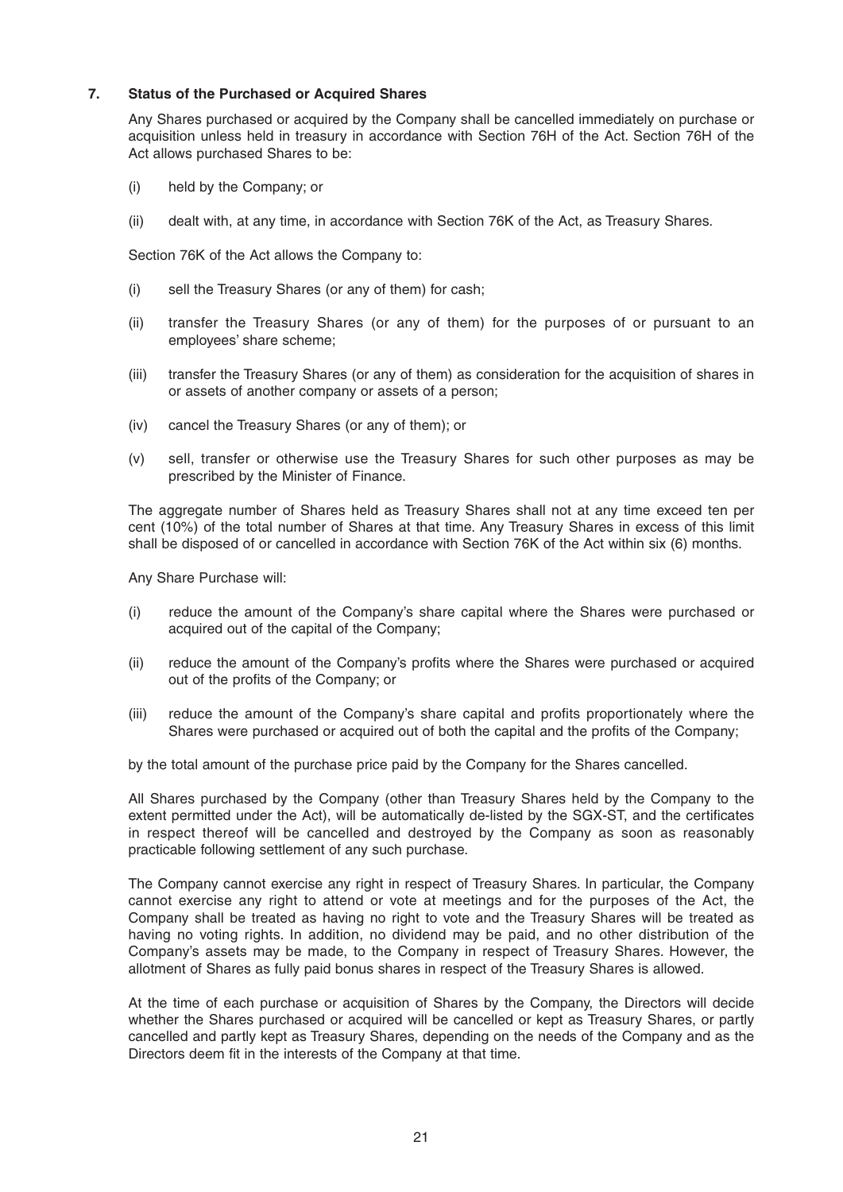**7. Status of the Purchased or Acquired Shares**

Any Shares purchased or acquired by the Company shall be cancelled immediately on purchase or acquisition unless held in treasury in accordance with Section 76H of the Act. Section 76H of the Act allows purchased Shares to be:

(i) held by the Company; or

(ii) dealt with, at any time, in accordance with Section 76K of the Act, as Treasury Shares.

Section 76K of the Act allows the Company to:

(i) sell the Treasury Shares (or any of them) for cash;

(ii) transfer the Treasury Shares (or any of them) for the purposes of or pursuant to an employees' share scheme;

(iii) transfer the Treasury Shares (or any of them) as consideration for the acquisition of shares in or assets of another company or assets of a person;

(iv) cancel the Treasury Shares (or any of them); or

(v) sell, transfer or otherwise use the Treasury Shares for such other purposes as may be prescribed by the Minister of Finance.

The aggregate number of Shares held as Treasury Shares shall not at any time exceed ten per cent (10%) of the total number of Shares at that time. Any Treasury Shares in excess of this limit shall be disposed of or cancelled in accordance with Section 76K of the Act within six (6) months.

Any Share Purchase will:

(i) reduce the amount of the Company's share capital where the Shares were purchased or acquired out of the capital of the Company;

(ii) reduce the amount of the Company's profits where the Shares were purchased or acquired out of the profits of the Company; or

(iii) reduce the amount of the Company's share capital and profits proportionately where the Shares were purchased or acquired out of both the capital and the profits of the Company;

by the total amount of the purchase price paid by the Company for the Shares cancelled.

All Shares purchased by the Company (other than Treasury Shares held by the Company to the extent permitted under the Act), will be automatically de-listed by the SGX-ST, and the certificates in respect thereof will be cancelled and destroyed by the Company as soon as reasonably practicable following settlement of any such purchase.

The Company cannot exercise any right in respect of Treasury Shares. In particular, the Company cannot exercise any right to attend or vote at meetings and for the purposes of the Act, the Company shall be treated as having no right to vote and the Treasury Shares will be treated as having no voting rights. In addition, no dividend may be paid, and no other distribution of the Company's assets may be made, to the Company in respect of Treasury Shares. However, the allotment of Shares as fully paid bonus shares in respect of the Treasury Shares is allowed.

At the time of each purchase or acquisition of Shares by the Company, the Directors will decide whether the Shares purchased or acquired will be cancelled or kept as Treasury Shares, or partly cancelled and partly kept as Treasury Shares, depending on the needs of the Company and as the Directors deem fit in the interests of the Company at that time.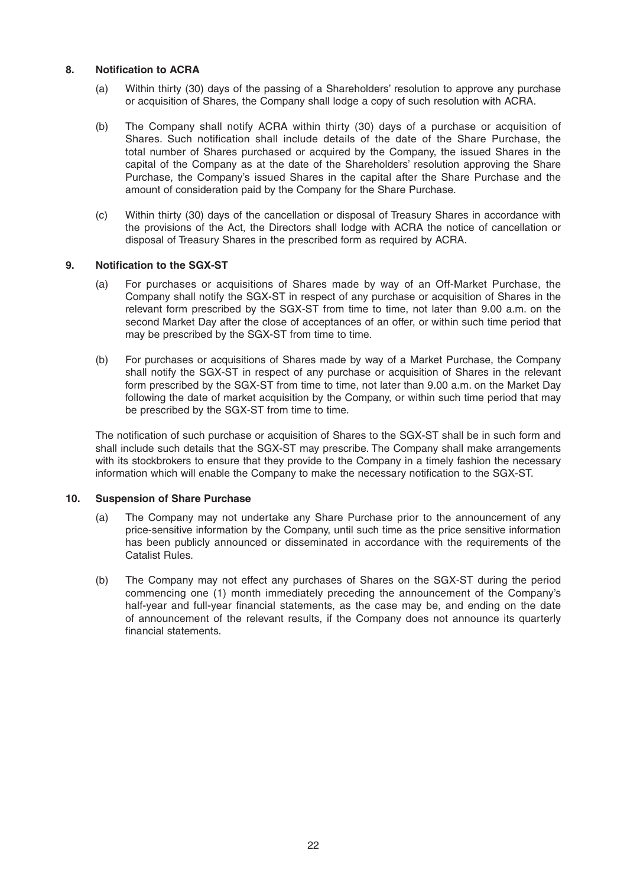**8. Notification to ACRA**

(a) Within thirty (30) days of the passing of a Shareholders' resolution to approve any purchase or acquisition of Shares, the Company shall lodge a copy of such resolution with ACRA.

(b) The Company shall notify ACRA within thirty (30) days of a purchase or acquisition of Shares. Such notification shall include details of the date of the Share Purchase, the total number of Shares purchased or acquired by the Company, the issued Shares in the capital of the Company as at the date of the Shareholders' resolution approving the Share Purchase, the Company's issued Shares in the capital after the Share Purchase and the amount of consideration paid by the Company for the Share Purchase.

(c) Within thirty (30) days of the cancellation or disposal of Treasury Shares in accordance with the provisions of the Act, the Directors shall lodge with ACRA the notice of cancellation or disposal of Treasury Shares in the prescribed form as required by ACRA.

**9. Notification to the SGX-ST**

(a) For purchases or acquisitions of Shares made by way of an Off-Market Purchase, the Company shall notify the SGX-ST in respect of any purchase or acquisition of Shares in the relevant form prescribed by the SGX-ST from time to time, not later than 9.00 a.m. on the second Market Day after the close of acceptances of an offer, or within such time period that may be prescribed by the SGX-ST from time to time.

(b) For purchases or acquisitions of Shares made by way of a Market Purchase, the Company shall notify the SGX-ST in respect of any purchase or acquisition of Shares in the relevant form prescribed by the SGX-ST from time to time, not later than 9.00 a.m. on the Market Day following the date of market acquisition by the Company, or within such time period that may be prescribed by the SGX-ST from time to time.

The notification of such purchase or acquisition of Shares to the SGX-ST shall be in such form and shall include such details that the SGX-ST may prescribe. The Company shall make arrangements with its stockbrokers to ensure that they provide to the Company in a timely fashion the necessary information which will enable the Company to make the necessary notification to the SGX-ST.

**10. Suspension of Share Purchase**

(a) The Company may not undertake any Share Purchase prior to the announcement of any price-sensitive information by the Company, until such time as the price sensitive information has been publicly announced or disseminated in accordance with the requirements of the Catalist Rules.

(b) The Company may not effect any purchases of Shares on the SGX-ST during the period commencing one (1) month immediately preceding the announcement of the Company's half-year and full-year financial statements, as the case may be, and ending on the date of announcement of the relevant results, if the Company does not announce its quarterly financial statements.